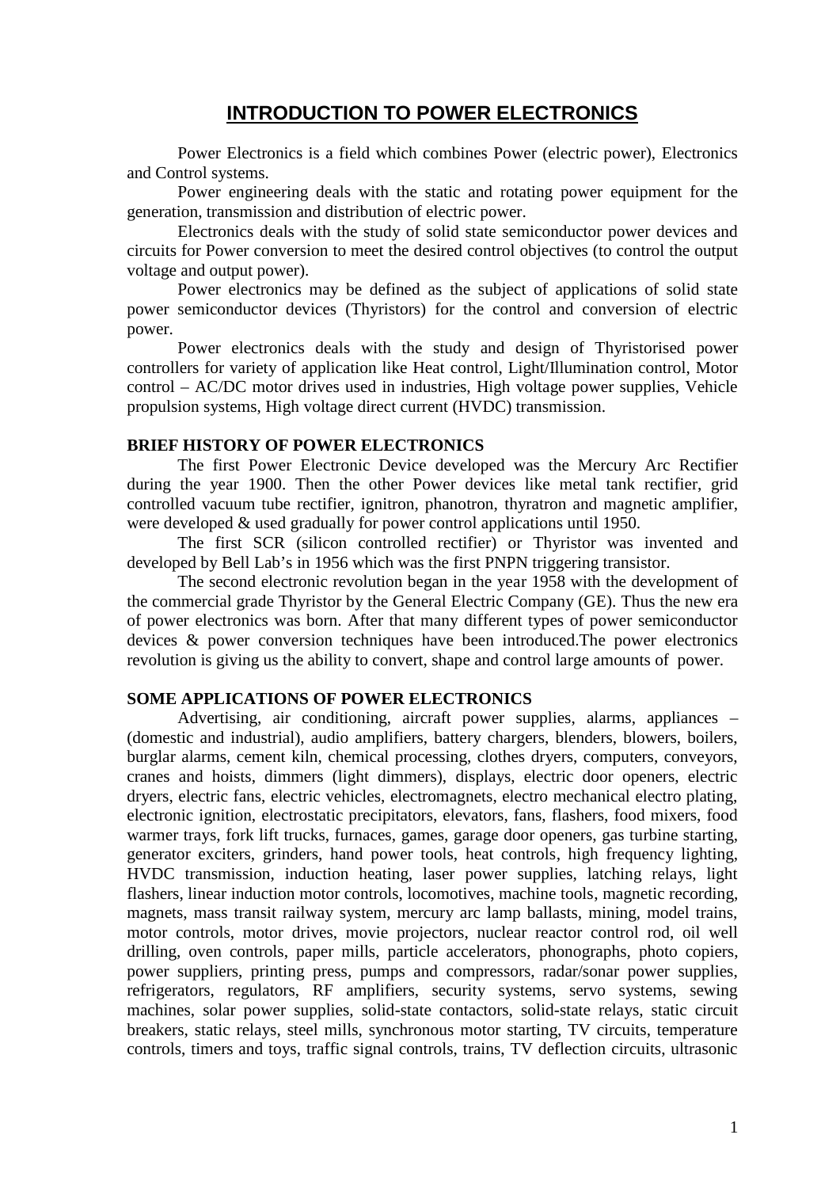# INTRODUCTION TO POWER ELECTRONICS

Power Electronics is a field which combines Power (electric power), Electronics and Control systems.

Power engineering deals with the static and rotating power equipment for the generation, transmission and distribution of electric power.

Electronics deals with the study of solid state semiconductor power devices and circuits for Power conversion to meet the desired control objectives (to control the output voltage and output power).

Power electronics may be defined as the subject of applications of solid state power semiconductor devices (Thyristors) for the control and conversion of electric power.

Power electronics deals with the study and design of Thyristorised power controllers for variety of application like Heat control, Light/Illumination control, Motor control – AC/DC motor drives used in industries, High voltage power supplies, Vehicle propulsion systems, High voltage direct current (HVDC) transmission.

## BRIEF HISTORY OF POWER ELECTRONICS

The first Power Electronic Device developed was the Mercury Arc Rectifier during the year 1900. Then the other Power devices like metal tank rectifier, grid controlled vacuum tube rectifier, ignitron, phanotron, thyratron and magnetic amplifier, were developed & used gradually for power control applications until 1950.

The first SCR (silicon controlled rectifier) or Thyristor was invented and developed by Bell Lab's in 1956 which was the first PNPN triggering transistor.

The second electronic revolution began in the year 1958 with the development of the commercial grade Thyristor by the General Electric Company (GE). Thus the new era of power electronics was born. After that many different types of power semiconductor devices & power conversion techniques have been introduced.The power electronics revolution is giving us the ability to convert, shape and control large amounts of power.

## SOME APPLICATIONS OF POWER ELECTRONICS

Advertising, air conditioning, aircraft power supplies, alarms, appliances – (domestic and industrial), audio amplifiers, battery chargers, blenders, blowers, boilers, burglar alarms, cement kiln, chemical processing, clothes dryers, computers, conveyors, cranes and hoists, dimmers (light dimmers), displays, electric door openers, electric dryers, electric fans, electric vehicles, electromagnets, electro mechanical electro plating, electronic ignition, electrostatic precipitators, elevators, fans, flashers, food mixers, food warmer trays, fork lift trucks, furnaces, games, garage door openers, gas turbine starting, generator exciters, grinders, hand power tools, heat controls, high frequency lighting, HVDC transmission, induction heating, laser power supplies, latching relays, light flashers, linear induction motor controls, locomotives, machine tools, magnetic recording, magnets, mass transit railway system, mercury arc lamp ballasts, mining, model trains, motor controls, motor drives, movie projectors, nuclear reactor control rod, oil well drilling, oven controls, paper mills, particle accelerators, phonographs, photo copiers, power suppliers, printing press, pumps and compressors, radar/sonar power supplies, refrigerators, regulators, RF amplifiers, security systems, servo systems, sewing machines, solar power supplies, solid-state contactors, solid-state relays, static circuit breakers, static relays, steel mills, synchronous motor starting, TV circuits, temperature controls, timers and toys, traffic signal controls, trains, TV deflection circuits, ultrasonic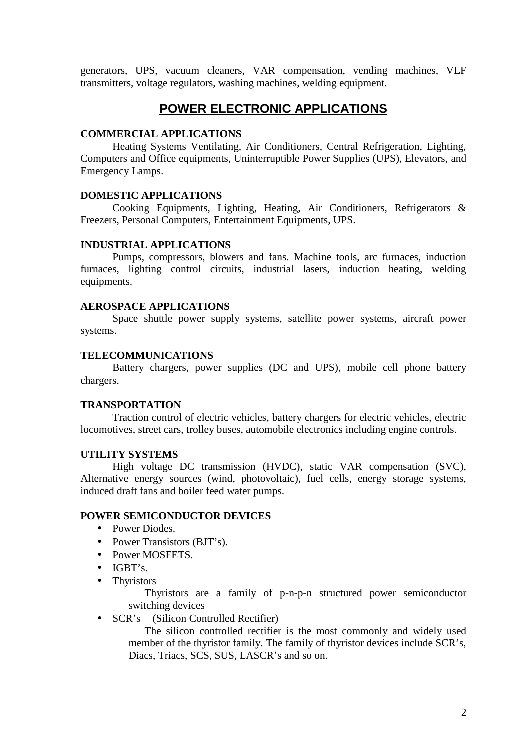generators, UPS, vacuum cleaners, VAR compensation, vending machines, VLF transmitters, voltage regulators, washing machines, welding equipment.

# POWER ELECTRONIC APPLICATIONS

**COMMERCIAL APPLICATIONS**

Heating Systems Ventilating, Air Conditioners, Central Refrigeration, Lighting, Computers and Office equipments, Uninterruptible Power Supplies (UPS), Elevators, and Emergency Lamps.

**DOMESTIC APPLICATIONS**

Cooking Equipments, Lighting, Heating, Air Conditioners, Refrigerators & Freezers, Personal Computers, Entertainment Equipments, UPS.

**INDUSTRIAL APPLICATIONS**

Pumps, compressors, blowers and fans. Machine tools, arc furnaces, induction furnaces, lighting control circuits, industrial lasers, induction heating, welding equipments.

**AEROSPACE APPLICATIONS**

Space shuttle power supply systems, satellite power systems, aircraft power systems.

**TELECOMMUNICATIONS**

Battery chargers, power supplies (DC and UPS), mobile cell phone battery chargers.

**TRANSPORTATION**

Traction control of electric vehicles, battery chargers for electric vehicles, electric locomotives, street cars, trolley buses, automobile electronics including engine controls.

**UTILITY SYSTEMS**

High voltage DC transmission (HVDC), static VAR compensation (SVC), Alternative energy sources (wind, photovoltaic), fuel cells, energy storage systems, induced draft fans and boiler feed water pumps.

**POWER SEMICONDUCTOR DEVICES**

- Power Diodes.
- Power Transistors (BJT's).
- Power MOSFETS.
- IGBT's.
- Thyristors

  Thyristors are a family of p-n-p-n structured power semiconductor switching devices
- SCR's (Silicon Controlled Rectifier)

  The silicon controlled rectifier is the most commonly and widely used member of the thyristor family. The family of thyristor devices include SCR's, Diacs, Triacs, SCS, SUS, LASCR's and so on.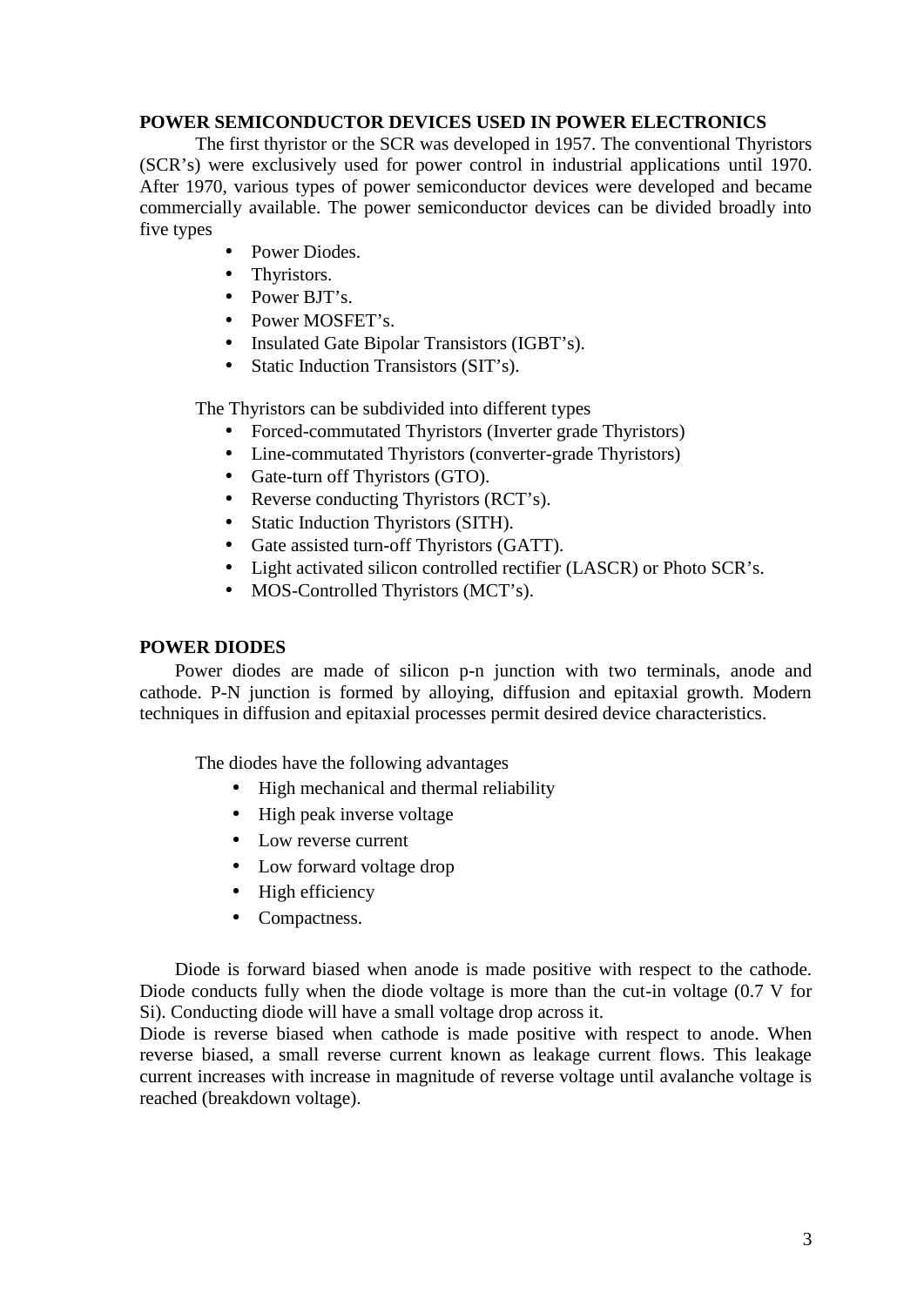## POWER SEMICONDUCTOR DEVICES USED IN POWER ELECTRONICS

The first thyristor or the SCR was developed in 1957. The conventional Thyristors (SCR's) were exclusively used for power control in industrial applications until 1970. After 1970, various types of power semiconductor devices were developed and became commercially available. The power semiconductor devices can be divided broadly into five types

- Power Diodes.
- Thyristors.
- Power BJT's.
- Power MOSFET's.
- Insulated Gate Bipolar Transistors (IGBT's).
- Static Induction Transistors (SIT's).

The Thyristors can be subdivided into different types

- Forced-commutated Thyristors (Inverter grade Thyristors)
- Line-commutated Thyristors (converter-grade Thyristors)
- Gate-turn off Thyristors (GTO).
- Reverse conducting Thyristors (RCT's).
- Static Induction Thyristors (SITH).
- Gate assisted turn-off Thyristors (GATT).
- Light activated silicon controlled rectifier (LASCR) or Photo SCR's.
- MOS-Controlled Thyristors (MCT's).

## POWER DIODES

Power diodes are made of silicon p-n junction with two terminals, anode and cathode. P-N junction is formed by alloying, diffusion and epitaxial growth. Modern techniques in diffusion and epitaxial processes permit desired device characteristics.

The diodes have the following advantages

- High mechanical and thermal reliability
- High peak inverse voltage
- Low reverse current
- Low forward voltage drop
- High efficiency
- Compactness.

Diode is forward biased when anode is made positive with respect to the cathode. Diode conducts fully when the diode voltage is more than the cut-in voltage (0.7 V for Si). Conducting diode will have a small voltage drop across it.

Diode is reverse biased when cathode is made positive with respect to anode. When reverse biased, a small reverse current known as leakage current flows. This leakage current increases with increase in magnitude of reverse voltage until avalanche voltage is reached (breakdown voltage).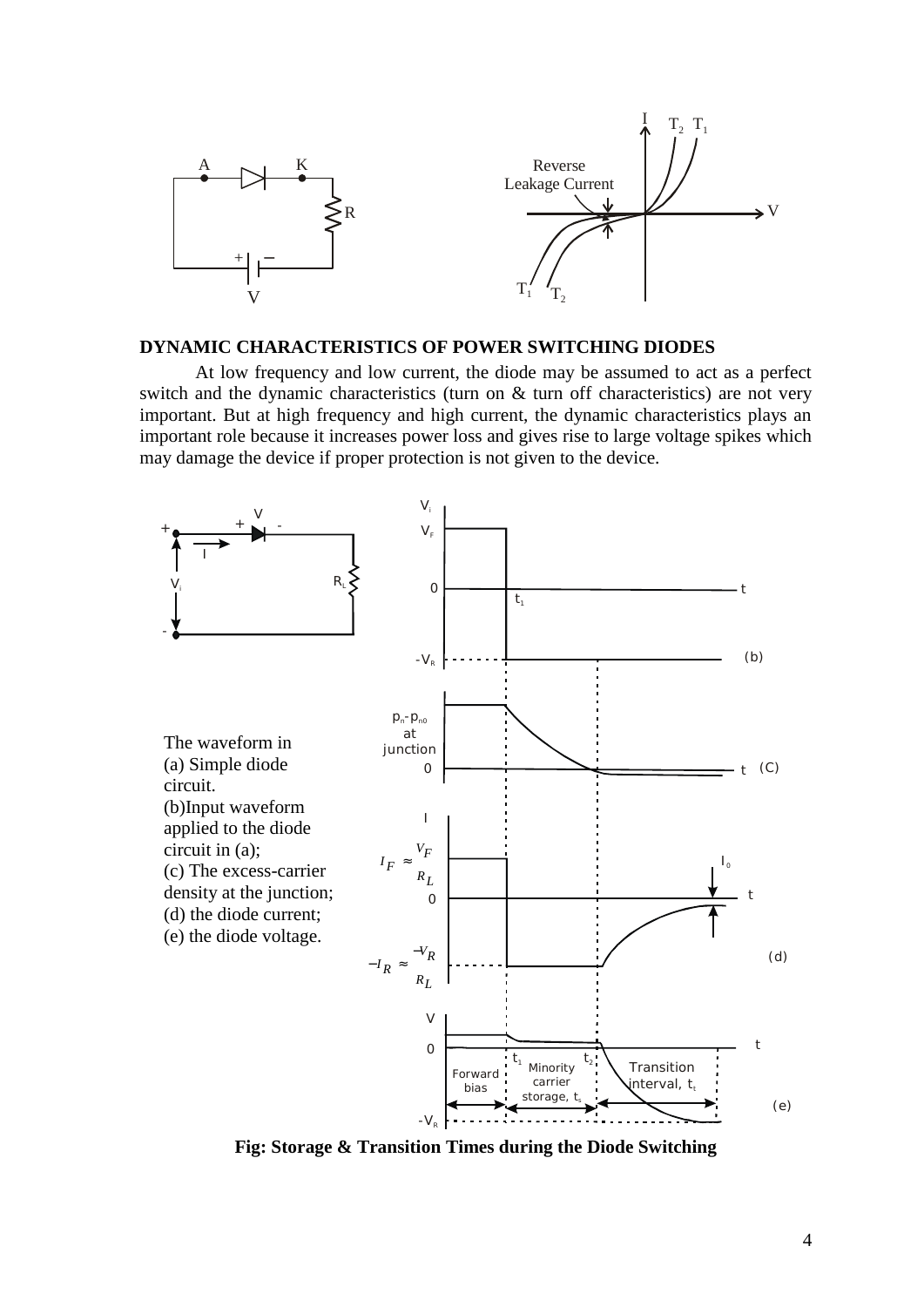## DYNAMIC CHARACTERISTICS OF POWER SWITCHING DIODES

At low frequency and low current, the diode may be assumed to act as a perfect switch and the dynamic characteristics (turn on & turn off characteristics) are not very important. But at high frequency and high current, the dynamic characteristics plays an important role because it increases power loss and gives rise to large voltage spikes which may damage the device if proper protection is not given to the device.

The waveform in
(a) Simple diode circuit.
(b) Input waveform applied to the diode circuit in (a);
(c) The excess-carrier density at the junction;
(d) the diode current;
(e) the diode voltage.

**Fig: Storage & Transition Times during the Diode Switching**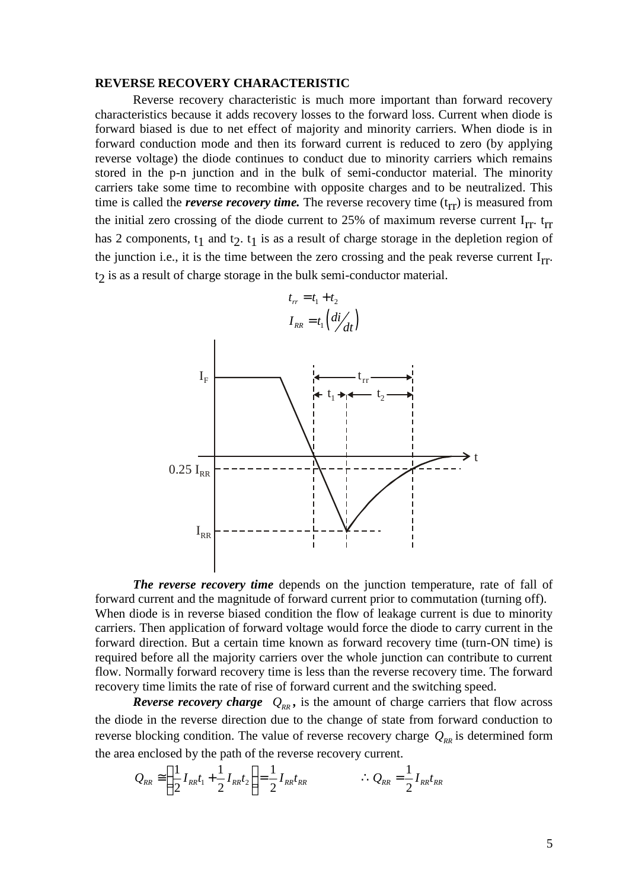**REVERSE RECOVERY CHARACTERISTIC**

Reverse recovery characteristic is much more important than forward recovery characteristics because it adds recovery losses to the forward loss. Current when diode is forward biased is due to net effect of majority and minority carriers. When diode is in forward conduction mode and then its forward current is reduced to zero (by applying reverse voltage) the diode continues to conduct due to minority carriers which remains stored in the p-n junction and in the bulk of semi-conductor material. The minority carriers take some time to recombine with opposite charges and to be neutralized. This time is called the ***reverse recovery time.*** The reverse recovery time ($t_{rr}$) is measured from the initial zero crossing of the diode current to 25% of maximum reverse current $I_{rr}$. $t_{rr}$ has 2 components, $t_1$ and $t_2$. $t_1$ is as a result of charge storage in the depletion region of the junction i.e., it is the time between the zero crossing and the peak reverse current $I_{rr}$. $t_2$ is as a result of charge storage in the bulk semi-conductor material.

$$t_{rr} = t_1 + t_2$$

$$I_{RR} = t_1 \left( \frac{di}{dt} \right)$$

***The reverse recovery time*** depends on the junction temperature, rate of fall of forward current and the magnitude of forward current prior to commutation (turning off).
When diode is in reverse biased condition the flow of leakage current is due to minority carriers. Then application of forward voltage would force the diode to carry current in the forward direction. But a certain time known as forward recovery time (turn-ON time) is required before all the majority carriers over the whole junction can contribute to current flow. Normally forward recovery time is less than the reverse recovery time. The forward recovery time limits the rate of rise of forward current and the switching speed.

***Reverse recovery charge*** $Q_{RR}$**,** is the amount of charge carriers that flow across the diode in the reverse direction due to the change of state from forward conduction to reverse blocking condition. The value of reverse recovery charge $Q_{RR}$ is determined form the area enclosed by the path of the reverse recovery current.

$$Q_{RR} \cong \left( \frac{1}{2} I_{RR} t_1 + \frac{1}{2} I_{RR} t_2 \right) = \frac{1}{2} I_{RR} t_{RR} \qquad \therefore Q_{RR} = \frac{1}{2} I_{RR} t_{RR}$$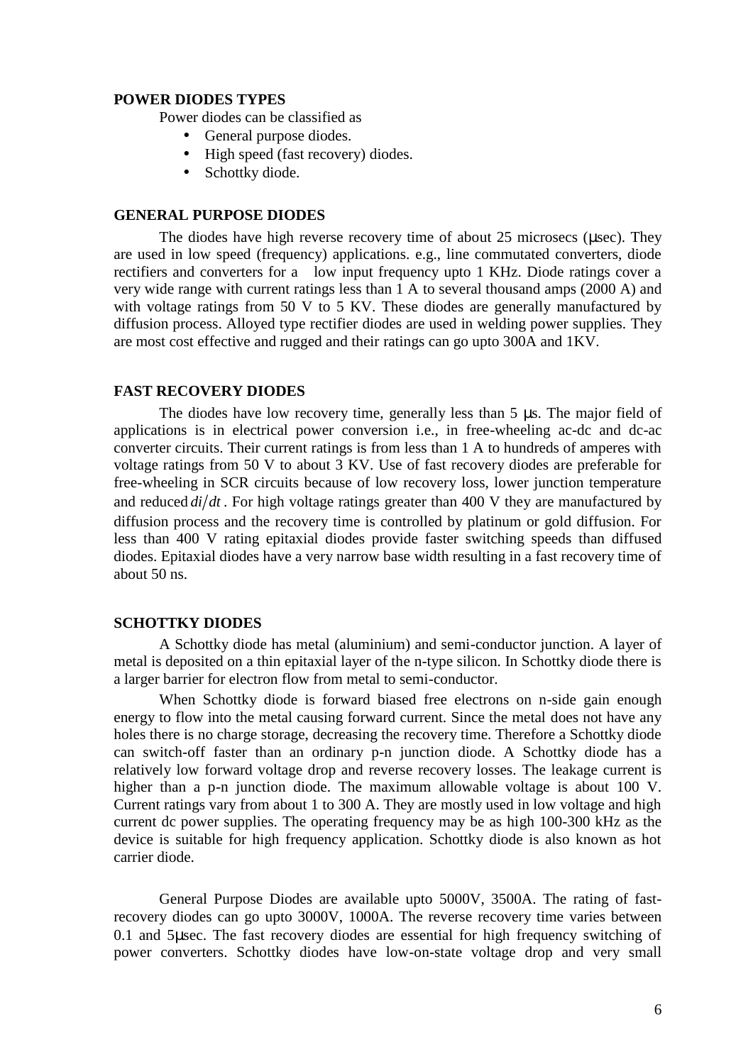## POWER DIODES TYPES

Power diodes can be classified as

- General purpose diodes.
- High speed (fast recovery) diodes.
- Schottky diode.

## GENERAL PURPOSE DIODES

The diodes have high reverse recovery time of about 25 microsecs (μsec). They are used in low speed (frequency) applications. e.g., line commutated converters, diode rectifiers and converters for a low input frequency upto 1 KHz. Diode ratings cover a very wide range with current ratings less than 1 A to several thousand amps (2000 A) and with voltage ratings from 50 V to 5 KV. These diodes are generally manufactured by diffusion process. Alloyed type rectifier diodes are used in welding power supplies. They are most cost effective and rugged and their ratings can go upto 300A and 1KV.

## FAST RECOVERY DIODES

The diodes have low recovery time, generally less than 5 μs. The major field of applications is in electrical power conversion i.e., in free-wheeling ac-dc and dc-ac converter circuits. Their current ratings is from less than 1 A to hundreds of amperes with voltage ratings from 50 V to about 3 KV. Use of fast recovery diodes are preferable for free-wheeling in SCR circuits because of low recovery loss, lower junction temperature and reduced $di/dt$. For high voltage ratings greater than 400 V they are manufactured by diffusion process and the recovery time is controlled by platinum or gold diffusion. For less than 400 V rating epitaxial diodes provide faster switching speeds than diffused diodes. Epitaxial diodes have a very narrow base width resulting in a fast recovery time of about 50 ns.

## SCHOTTKY DIODES

A Schottky diode has metal (aluminium) and semi-conductor junction. A layer of metal is deposited on a thin epitaxial layer of the n-type silicon. In Schottky diode there is a larger barrier for electron flow from metal to semi-conductor.

When Schottky diode is forward biased free electrons on n-side gain enough energy to flow into the metal causing forward current. Since the metal does not have any holes there is no charge storage, decreasing the recovery time. Therefore a Schottky diode can switch-off faster than an ordinary p-n junction diode. A Schottky diode has a relatively low forward voltage drop and reverse recovery losses. The leakage current is higher than a p-n junction diode. The maximum allowable voltage is about 100 V. Current ratings vary from about 1 to 300 A. They are mostly used in low voltage and high current dc power supplies. The operating frequency may be as high 100-300 kHz as the device is suitable for high frequency application. Schottky diode is also known as hot carrier diode.

General Purpose Diodes are available upto 5000V, 3500A. The rating of fast-recovery diodes can go upto 3000V, 1000A. The reverse recovery time varies between 0.1 and 5μsec. The fast recovery diodes are essential for high frequency switching of power converters. Schottky diodes have low-on-state voltage drop and very small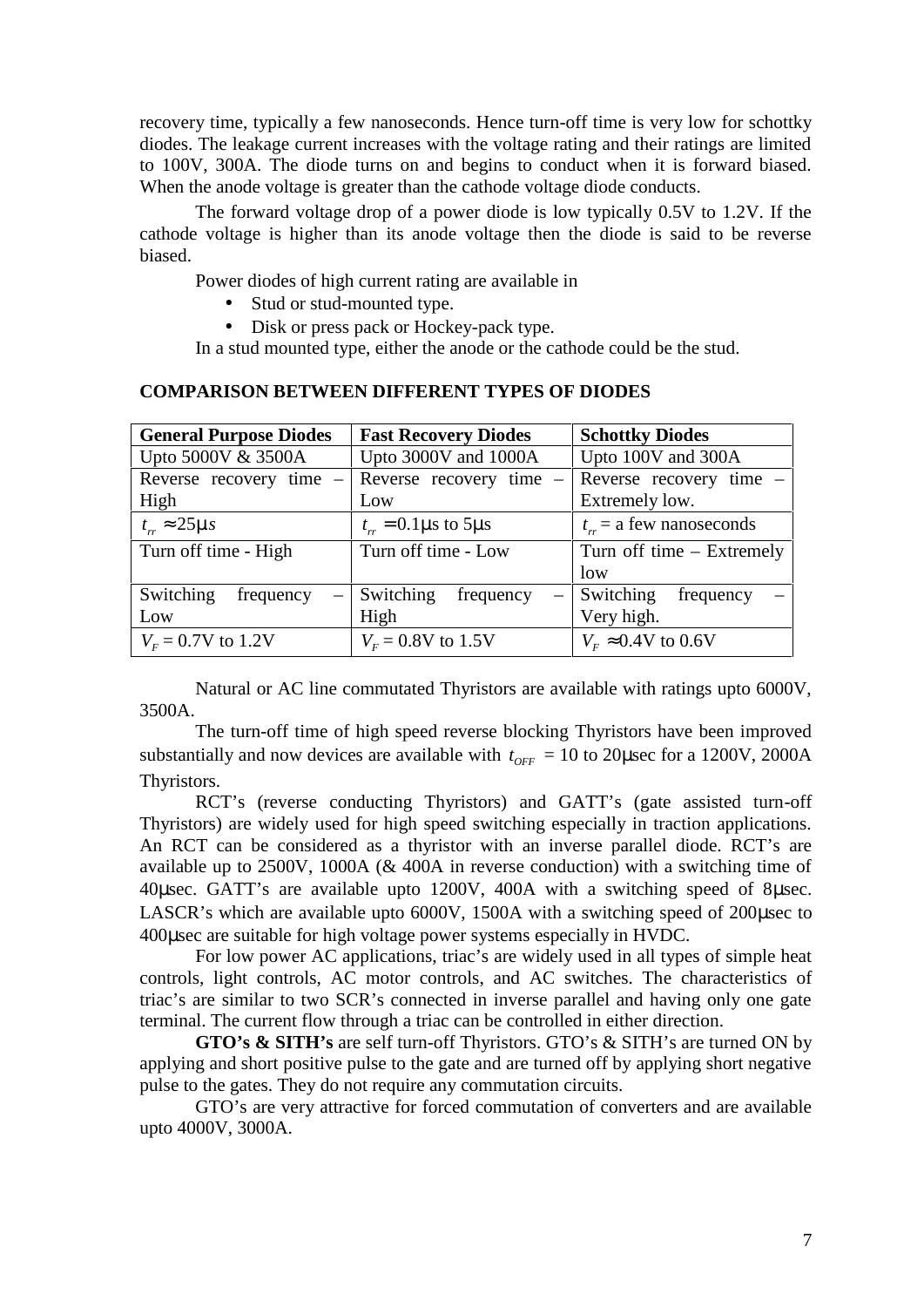recovery time, typically a few nanoseconds. Hence turn-off time is very low for schottky diodes. The leakage current increases with the voltage rating and their ratings are limited to 100V, 300A. The diode turns on and begins to conduct when it is forward biased. When the anode voltage is greater than the cathode voltage diode conducts.

The forward voltage drop of a power diode is low typically 0.5V to 1.2V. If the cathode voltage is higher than its anode voltage then the diode is said to be reverse biased.

Power diodes of high current rating are available in

- Stud or stud-mounted type.
- Disk or press pack or Hockey-pack type.

In a stud mounted type, either the anode or the cathode could be the stud.

**COMPARISON BETWEEN DIFFERENT TYPES OF DIODES**

| **General Purpose Diodes** | **Fast Recovery Diodes** | **Schottky Diodes** |
|---|---|---|
| Upto 5000V & 3500A | Upto 3000V and 1000A | Upto 100V and 300A |
| Reverse recovery time – High | Reverse recovery time – Low | Reverse recovery time – Extremely low. |
| $t_{rr} \approx 25\mu s$ | $t_{rr} = 0.1\mu s$ to $5\mu s$ | $t_{rr}$ = a few nanoseconds |
| Turn off time - High | Turn off time - Low | Turn off time – Extremely low |
| Switching frequency – Low | Switching frequency – High | Switching frequency – Very high. |
| $V_F$ = 0.7V to 1.2V | $V_F$ = 0.8V to 1.5V | $V_F \approx 0.4V$ to 0.6V |

Natural or AC line commutated Thyristors are available with ratings upto 6000V, 3500A.

The turn-off time of high speed reverse blocking Thyristors have been improved substantially and now devices are available with $t_{OFF}$ = 10 to 20μsec for a 1200V, 2000A Thyristors.

RCT's (reverse conducting Thyristors) and GATT's (gate assisted turn-off Thyristors) are widely used for high speed switching especially in traction applications. An RCT can be considered as a thyristor with an inverse parallel diode. RCT's are available up to 2500V, 1000A (& 400A in reverse conduction) with a switching time of 40μsec. GATT's are available upto 1200V, 400A with a switching speed of 8μsec. LASCR's which are available upto 6000V, 1500A with a switching speed of 200μsec to 400μsec are suitable for high voltage power systems especially in HVDC.

For low power AC applications, triac's are widely used in all types of simple heat controls, light controls, AC motor controls, and AC switches. The characteristics of triac's are similar to two SCR's connected in inverse parallel and having only one gate terminal. The current flow through a triac can be controlled in either direction.

**GTO's & SITH's** are self turn-off Thyristors. GTO's & SITH's are turned ON by applying and short positive pulse to the gate and are turned off by applying short negative pulse to the gates. They do not require any commutation circuits.

GTO's are very attractive for forced commutation of converters and are available upto 4000V, 3000A.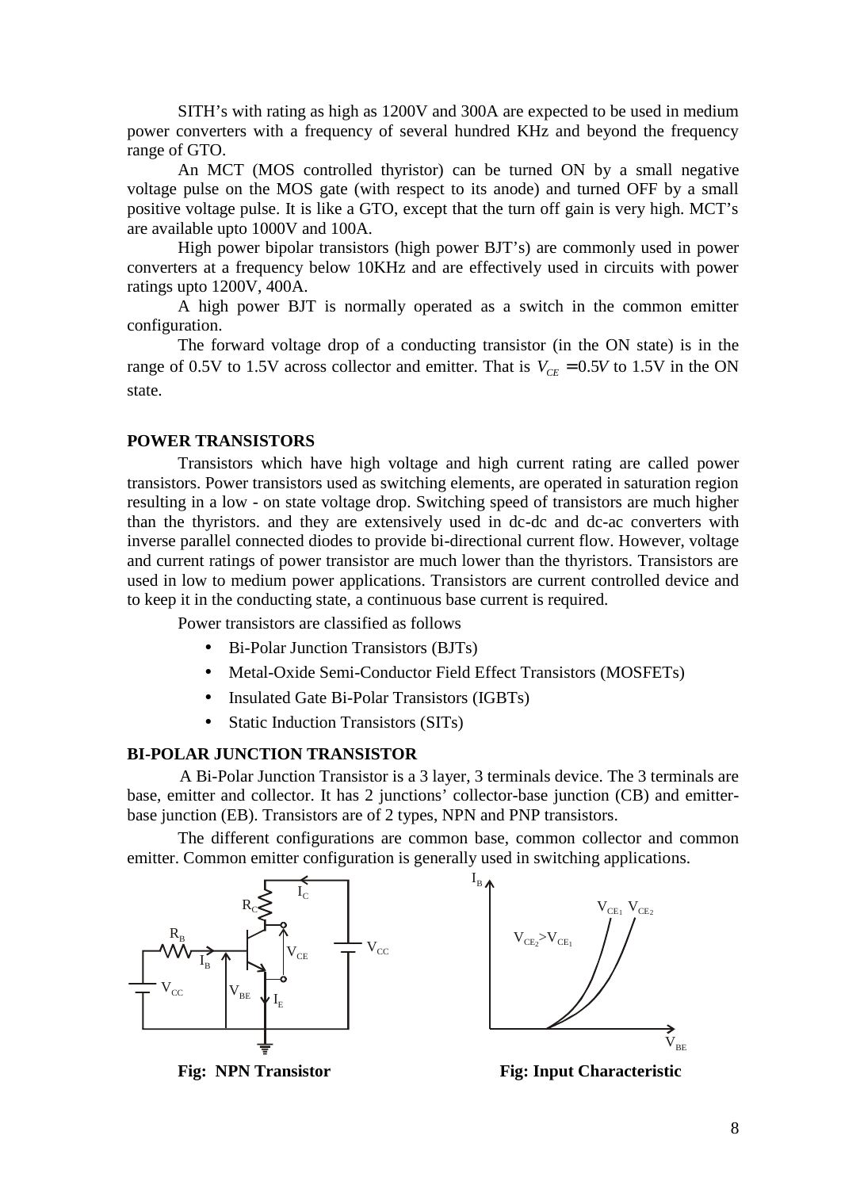SITH's with rating as high as 1200V and 300A are expected to be used in medium power converters with a frequency of several hundred KHz and beyond the frequency range of GTO.

An MCT (MOS controlled thyristor) can be turned ON by a small negative voltage pulse on the MOS gate (with respect to its anode) and turned OFF by a small positive voltage pulse. It is like a GTO, except that the turn off gain is very high. MCT's are available upto 1000V and 100A.

High power bipolar transistors (high power BJT's) are commonly used in power converters at a frequency below 10KHz and are effectively used in circuits with power ratings upto 1200V, 400A.

A high power BJT is normally operated as a switch in the common emitter configuration.

The forward voltage drop of a conducting transistor (in the ON state) is in the range of 0.5V to 1.5V across collector and emitter. That is $V_{CE} = 0.5V$ to 1.5V in the ON state.

## POWER TRANSISTORS

Transistors which have high voltage and high current rating are called power transistors. Power transistors used as switching elements, are operated in saturation region resulting in a low - on state voltage drop. Switching speed of transistors are much higher than the thyristors. and they are extensively used in dc-dc and dc-ac converters with inverse parallel connected diodes to provide bi-directional current flow. However, voltage and current ratings of power transistor are much lower than the thyristors. Transistors are used in low to medium power applications. Transistors are current controlled device and to keep it in the conducting state, a continuous base current is required.

Power transistors are classified as follows

- Bi-Polar Junction Transistors (BJTs)
- Metal-Oxide Semi-Conductor Field Effect Transistors (MOSFETs)
- Insulated Gate Bi-Polar Transistors (IGBTs)
- Static Induction Transistors (SITs)

## BI-POLAR JUNCTION TRANSISTOR

A Bi-Polar Junction Transistor is a 3 layer, 3 terminals device. The 3 terminals are base, emitter and collector. It has 2 junctions' collector-base junction (CB) and emitter-base junction (EB). Transistors are of 2 types, NPN and PNP transistors.

The different configurations are common base, common collector and common emitter. Common emitter configuration is generally used in switching applications.

**Fig: NPN Transistor**

**Fig: Input Characteristic**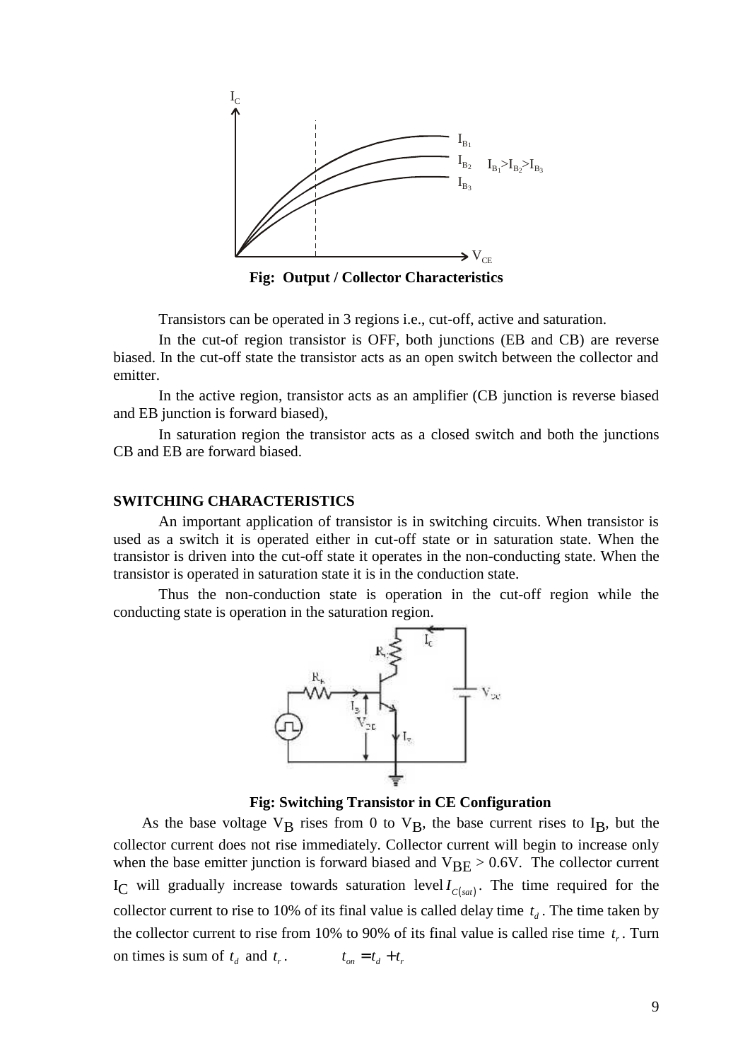Fig: Output / Collector Characteristics

Transistors can be operated in 3 regions i.e., cut-off, active and saturation.

In the cut-of region transistor is OFF, both junctions (EB and CB) are reverse biased. In the cut-off state the transistor acts as an open switch between the collector and emitter.

In the active region, transistor acts as an amplifier (CB junction is reverse biased and EB junction is forward biased),

In saturation region the transistor acts as a closed switch and both the junctions CB and EB are forward biased.

**SWITCHING CHARACTERISTICS**

An important application of transistor is in switching circuits. When transistor is used as a switch it is operated either in cut-off state or in saturation state. When the transistor is driven into the cut-off state it operates in the non-conducting state. When the transistor is operated in saturation state it is in the conduction state.

Thus the non-conduction state is operation in the cut-off region while the conducting state is operation in the saturation region.

**Fig: Switching Transistor in CE Configuration**

As the base voltage $V_B$ rises from 0 to $V_B$, the base current rises to $I_B$, but the collector current does not rise immediately. Collector current will begin to increase only when the base emitter junction is forward biased and $V_{BE} > 0.6V$. The collector current $I_C$ will gradually increase towards saturation level $I_{C(sat)}$. The time required for the collector current to rise to 10% of its final value is called delay time $t_d$. The time taken by the collector current to rise from 10% to 90% of its final value is called rise time $t_r$. Turn on times is sum of $t_d$ and $t_r$. $t_{on} = t_d + t_r$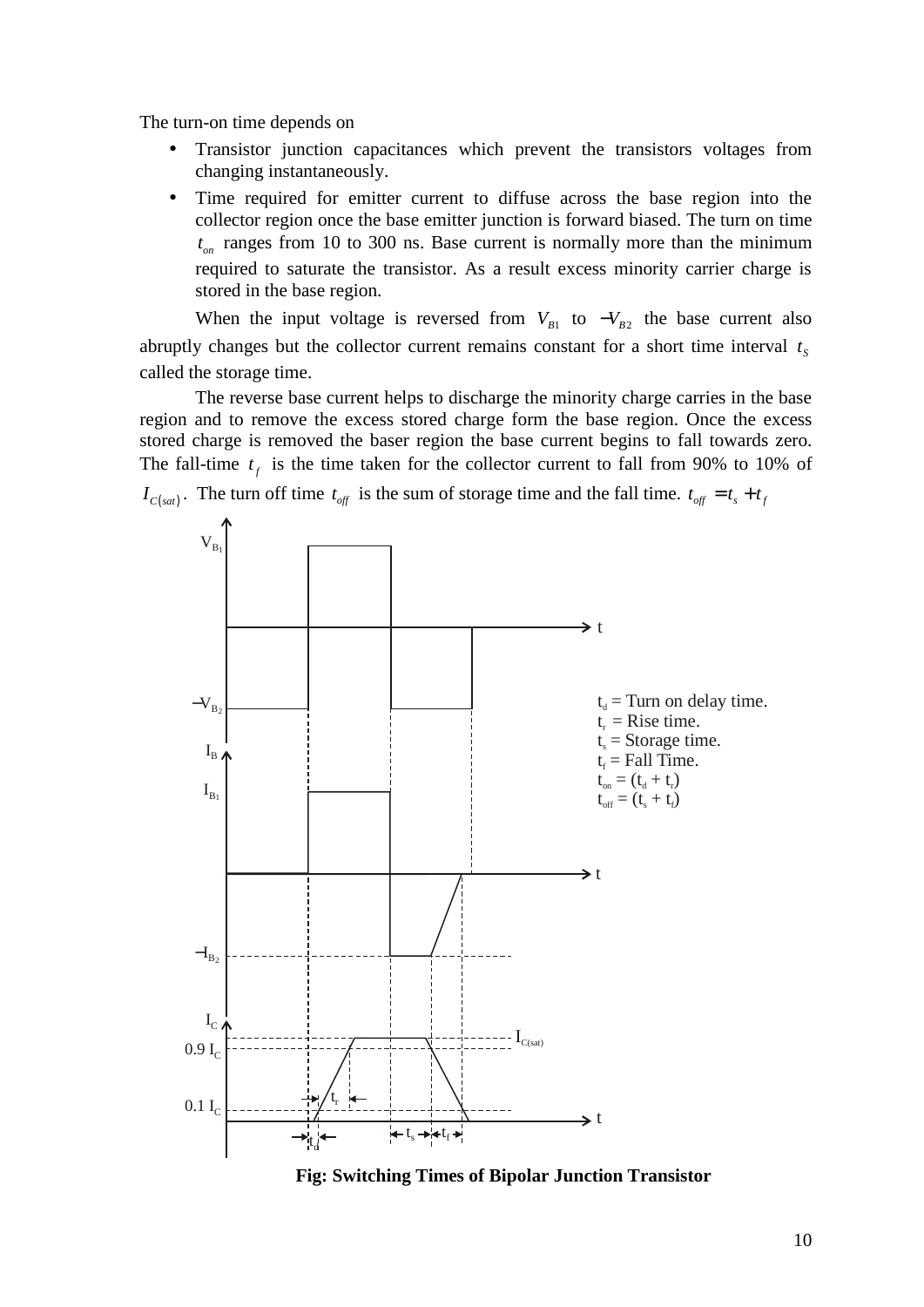The turn-on time depends on

- Transistor junction capacitances which prevent the transistors voltages from changing instantaneously.
- Time required for emitter current to diffuse across the base region into the collector region once the base emitter junction is forward biased. The turn on time $t_{on}$ ranges from 10 to 300 ns. Base current is normally more than the minimum required to saturate the transistor. As a result excess minority carrier charge is stored in the base region.

When the input voltage is reversed from $V_{B1}$ to $-V_{B2}$ the base current also abruptly changes but the collector current remains constant for a short time interval $t_S$ called the storage time.

The reverse base current helps to discharge the minority charge carries in the base region and to remove the excess stored charge form the base region. Once the excess stored charge is removed the baser region the base current begins to fall towards zero. The fall-time $t_f$ is the time taken for the collector current to fall from 90% to 10% of $I_{C(sat)}$. The turn off time $t_{off}$ is the sum of storage time and the fall time. $t_{off} = t_s + t_f$

$t_d$ = Turn on delay time.
$t_r$ = Rise time.
$t_s$ = Storage time.
$t_f$ = Fall Time.
$t_{on} = (t_d + t_r)$
$t_{off} = (t_s + t_f)$

**Fig: Switching Times of Bipolar Junction Transistor**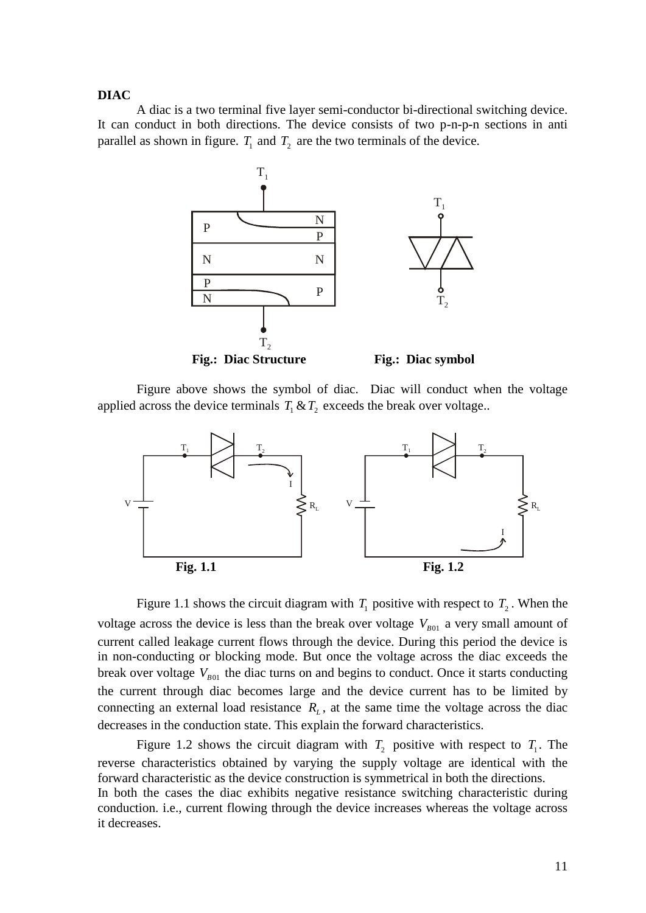**DIAC**

A diac is a two terminal five layer semi-conductor bi-directional switching device. It can conduct in both directions. The device consists of two p-n-p-n sections in anti parallel as shown in figure. $T_1$ and $T_2$ are the two terminals of the device.

**Fig.: Diac Structure** **Fig.: Diac symbol**

Figure above shows the symbol of diac. Diac will conduct when the voltage applied across the device terminals $T_1$ & $T_2$ exceeds the break over voltage..

**Fig. 1.1** **Fig. 1.2**

Figure 1.1 shows the circuit diagram with $T_1$ positive with respect to $T_2$. When the voltage across the device is less than the break over voltage $V_{B01}$ a very small amount of current called leakage current flows through the device. During this period the device is in non-conducting or blocking mode. But once the voltage across the diac exceeds the break over voltage $V_{B01}$ the diac turns on and begins to conduct. Once it starts conducting the current through diac becomes large and the device current has to be limited by connecting an external load resistance $R_L$, at the same time the voltage across the diac decreases in the conduction state. This explain the forward characteristics.

Figure 1.2 shows the circuit diagram with $T_2$ positive with respect to $T_1$. The reverse characteristics obtained by varying the supply voltage are identical with the forward characteristic as the device construction is symmetrical in both the directions.
In both the cases the diac exhibits negative resistance switching characteristic during conduction. i.e., current flowing through the device increases whereas the voltage across it decreases.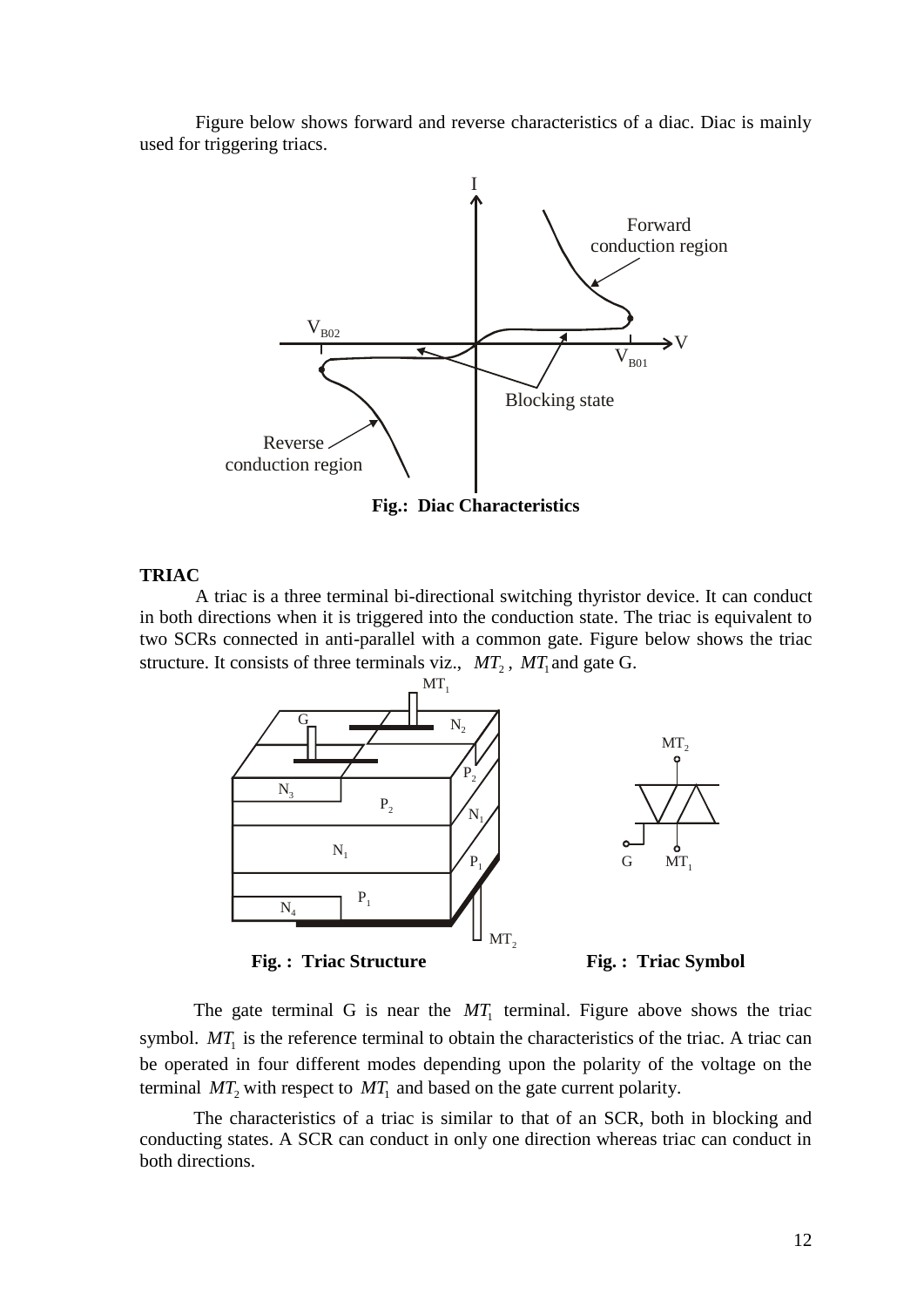Figure below shows forward and reverse characteristics of a diac. Diac is mainly used for triggering triacs.

**Fig.: Diac Characteristics**

**TRIAC**

A triac is a three terminal bi-directional switching thyristor device. It can conduct in both directions when it is triggered into the conduction state. The triac is equivalent to two SCRs connected in anti-parallel with a common gate. Figure below shows the triac structure. It consists of three terminals viz., $MT_2$ , $MT_1$ and gate G.

**Fig. : Triac Structure**

**Fig. : Triac Symbol**

The gate terminal G is near the $MT_1$ terminal. Figure above shows the triac symbol. $MT_1$ is the reference terminal to obtain the characteristics of the triac. A triac can be operated in four different modes depending upon the polarity of the voltage on the terminal $MT_2$ with respect to $MT_1$ and based on the gate current polarity.

The characteristics of a triac is similar to that of an SCR, both in blocking and conducting states. A SCR can conduct in only one direction whereas triac can conduct in both directions.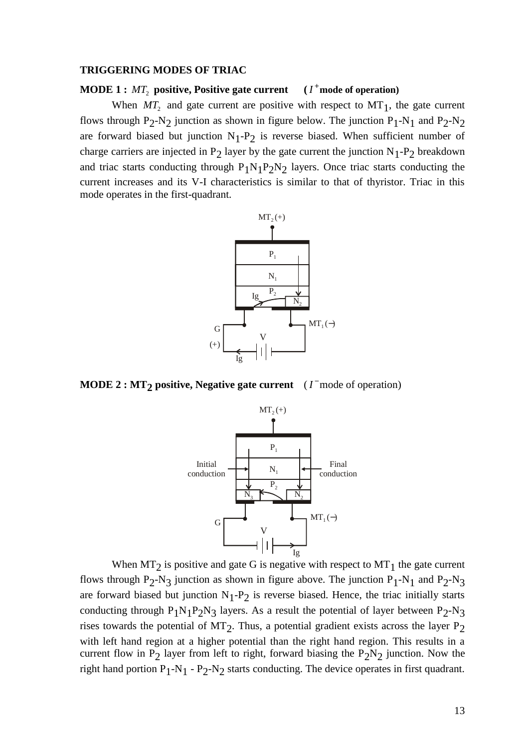**TRIGGERING MODES OF TRIAC**

**MODE 1 : $MT_2$ positive, Positive gate current** ($I^+$ **mode of operation)**

When $MT_2$ and gate current are positive with respect to $MT_1$, the gate current flows through $P_2$-$N_2$ junction as shown in figure below. The junction $P_1$-$N_1$ and $P_2$-$N_2$ are forward biased but junction $N_1$-$P_2$ is reverse biased. When sufficient number of charge carriers are injected in $P_2$ layer by the gate current the junction $N_1$-$P_2$ breakdown and triac starts conducting through $P_1N_1P_2N_2$ layers. Once triac starts conducting the current increases and its V-I characteristics is similar to that of thyristor. Triac in this mode operates in the first-quadrant.

**MODE 2 : $MT_2$ positive, Negative gate current** ($I^-$ mode of operation)

When $MT_2$ is positive and gate G is negative with respect to $MT_1$ the gate current flows through $P_2$-$N_3$ junction as shown in figure above. The junction $P_1$-$N_1$ and $P_2$-$N_3$ are forward biased but junction $N_1$-$P_2$ is reverse biased. Hence, the triac initially starts conducting through $P_1N_1P_2N_3$ layers. As a result the potential of layer between $P_2$-$N_3$ rises towards the potential of $MT_2$. Thus, a potential gradient exists across the layer $P_2$ with left hand region at a higher potential than the right hand region. This results in a current flow in $P_2$ layer from left to right, forward biasing the $P_2N_2$ junction. Now the right hand portion $P_1$-$N_1$ - $P_2$-$N_2$ starts conducting. The device operates in first quadrant.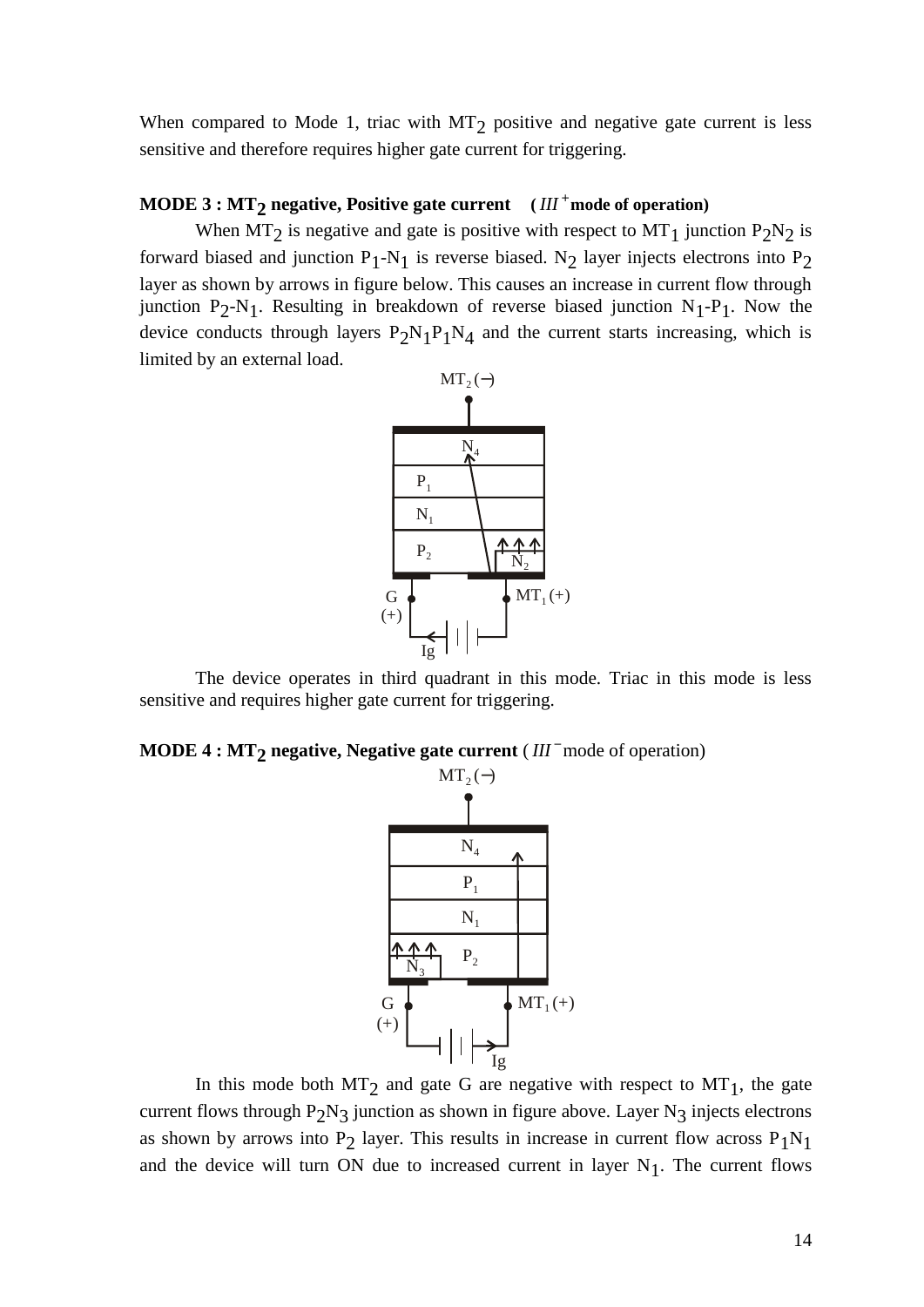When compared to Mode 1, triac with $MT_2$ positive and negative gate current is less sensitive and therefore requires higher gate current for triggering.

### MODE 3 : $MT_2$ negative, Positive gate current ($III^+$ mode of operation)

When $MT_2$ is negative and gate is positive with respect to $MT_1$ junction $P_2N_2$ is forward biased and junction $P_1$-$N_1$ is reverse biased. $N_2$ layer injects electrons into $P_2$ layer as shown by arrows in figure below. This causes an increase in current flow through junction $P_2$-$N_1$. Resulting in breakdown of reverse biased junction $N_1$-$P_1$. Now the device conducts through layers $P_2N_1P_1N_4$ and the current starts increasing, which is limited by an external load.

The device operates in third quadrant in this mode. Triac in this mode is less sensitive and requires higher gate current for triggering.

### MODE 4 : $MT_2$ negative, Negative gate current ($III^-$ mode of operation)

In this mode both $MT_2$ and gate G are negative with respect to $MT_1$, the gate current flows through $P_2N_3$ junction as shown in figure above. Layer $N_3$ injects electrons as shown by arrows into $P_2$ layer. This results in increase in current flow across $P_1N_1$ and the device will turn ON due to increased current in layer $N_1$. The current flows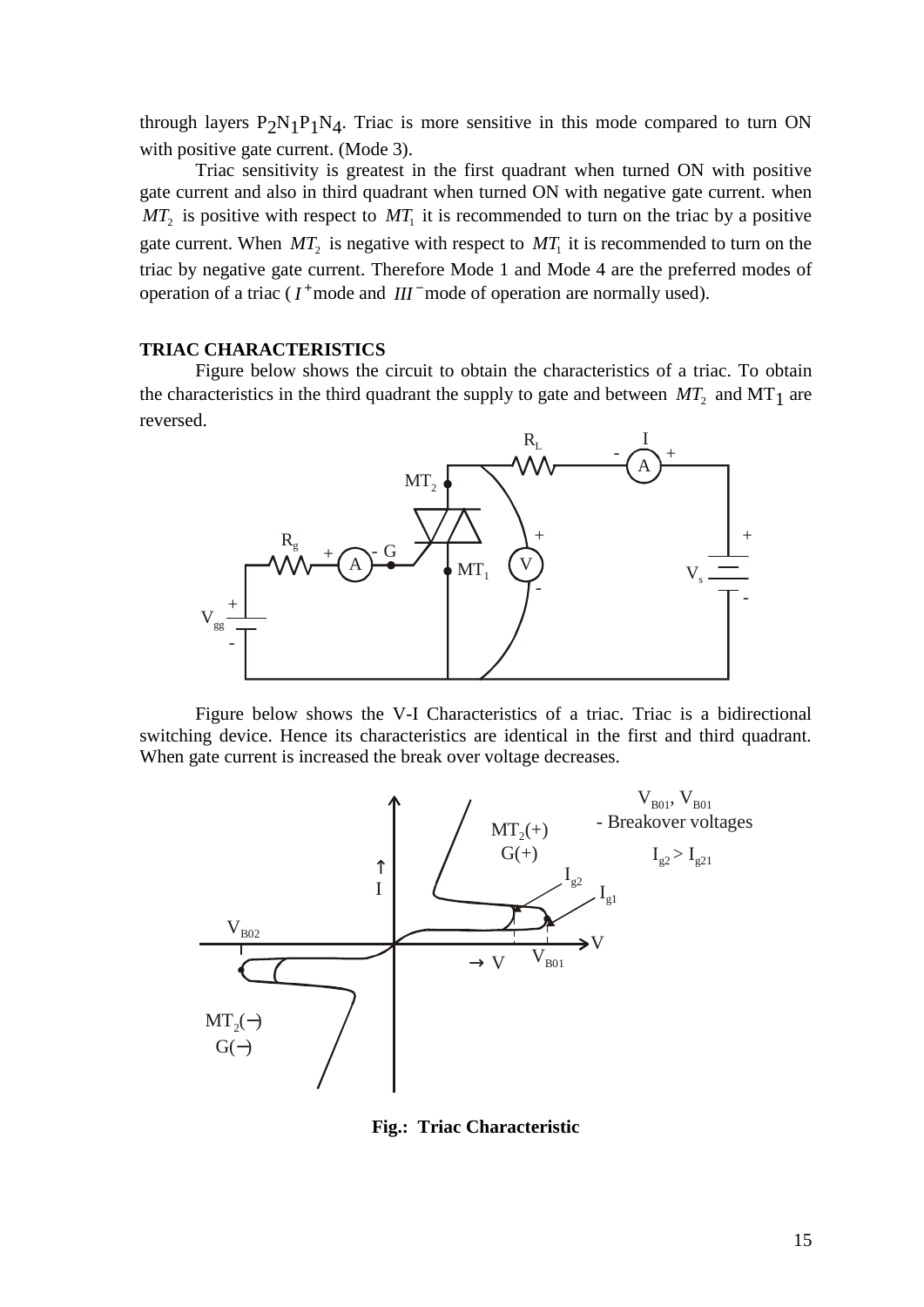through layers $P_2N_1P_1N_4$. Triac is more sensitive in this mode compared to turn ON with positive gate current. (Mode 3).

Triac sensitivity is greatest in the first quadrant when turned ON with positive gate current and also in third quadrant when turned ON with negative gate current. when $MT_2$ is positive with respect to $MT_1$ it is recommended to turn on the triac by a positive gate current. When $MT_2$ is negative with respect to $MT_1$ it is recommended to turn on the triac by negative gate current. Therefore Mode 1 and Mode 4 are the preferred modes of operation of a triac ( $I^+$mode and $III^-$mode of operation are normally used).

### TRIAC CHARACTERISTICS

Figure below shows the circuit to obtain the characteristics of a triac. To obtain the characteristics in the third quadrant the supply to gate and between $MT_2$ and $MT_1$ are reversed.

Figure below shows the V-I Characteristics of a triac. Triac is a bidirectional switching device. Hence its characteristics are identical in the first and third quadrant. When gate current is increased the break over voltage decreases.

**Fig.: Triac Characteristic**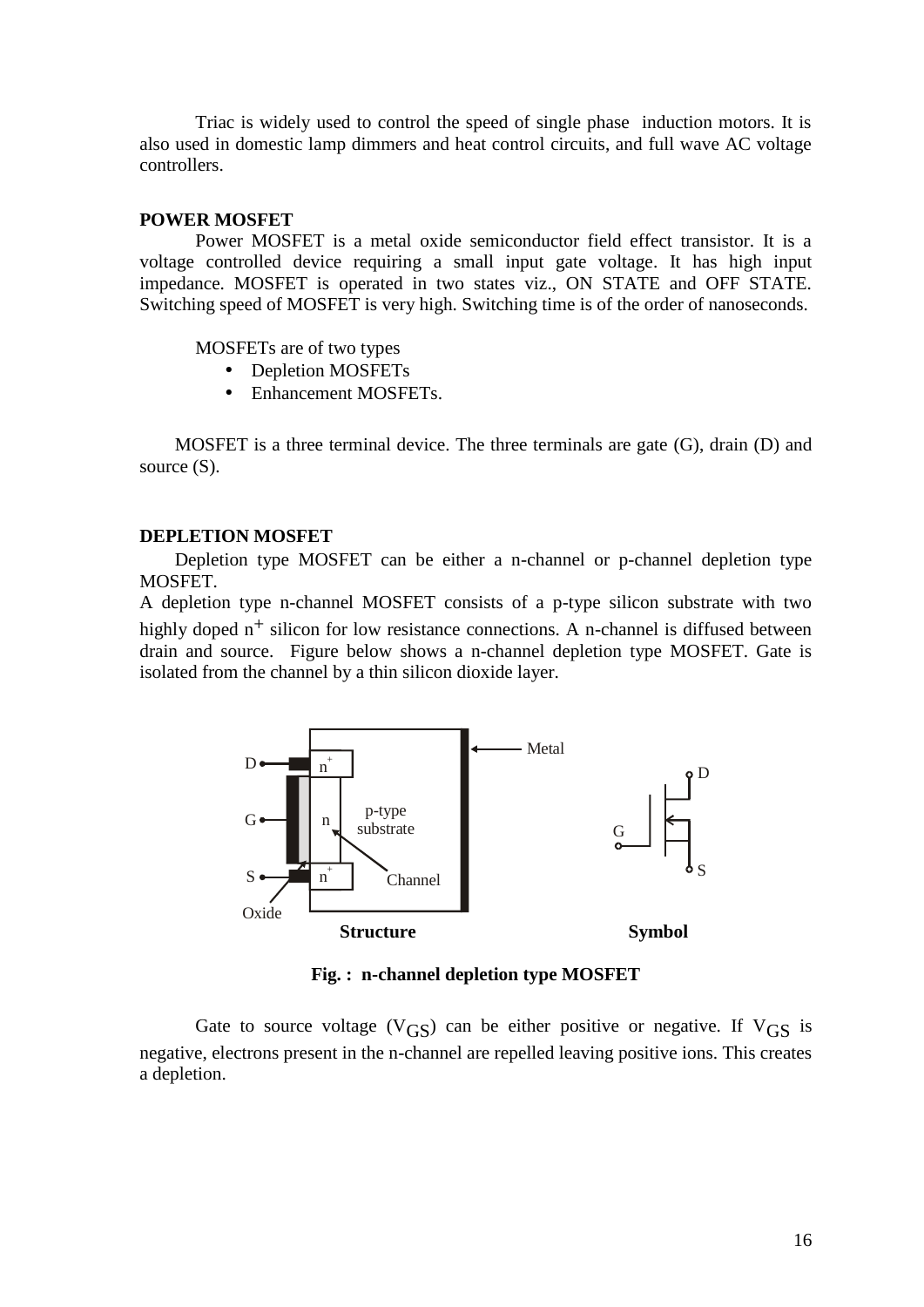Triac is widely used to control the speed of single phase induction motors. It is also used in domestic lamp dimmers and heat control circuits, and full wave AC voltage controllers.

**POWER MOSFET**

Power MOSFET is a metal oxide semiconductor field effect transistor. It is a voltage controlled device requiring a small input gate voltage. It has high input impedance. MOSFET is operated in two states viz., ON STATE and OFF STATE. Switching speed of MOSFET is very high. Switching time is of the order of nanoseconds.

MOSFETs are of two types

- Depletion MOSFETs
- Enhancement MOSFETs.

MOSFET is a three terminal device. The three terminals are gate (G), drain (D) and source (S).

**DEPLETION MOSFET**

Depletion type MOSFET can be either a n-channel or p-channel depletion type MOSFET.

A depletion type n-channel MOSFET consists of a p-type silicon substrate with two highly doped $n^+$ silicon for low resistance connections. A n-channel is diffused between drain and source. Figure below shows a n-channel depletion type MOSFET. Gate is isolated from the channel by a thin silicon dioxide layer.

**Structure** **Symbol**

**Fig. : n-channel depletion type MOSFET**

Gate to source voltage ($V_{GS}$) can be either positive or negative. If $V_{GS}$ is negative, electrons present in the n-channel are repelled leaving positive ions. This creates a depletion.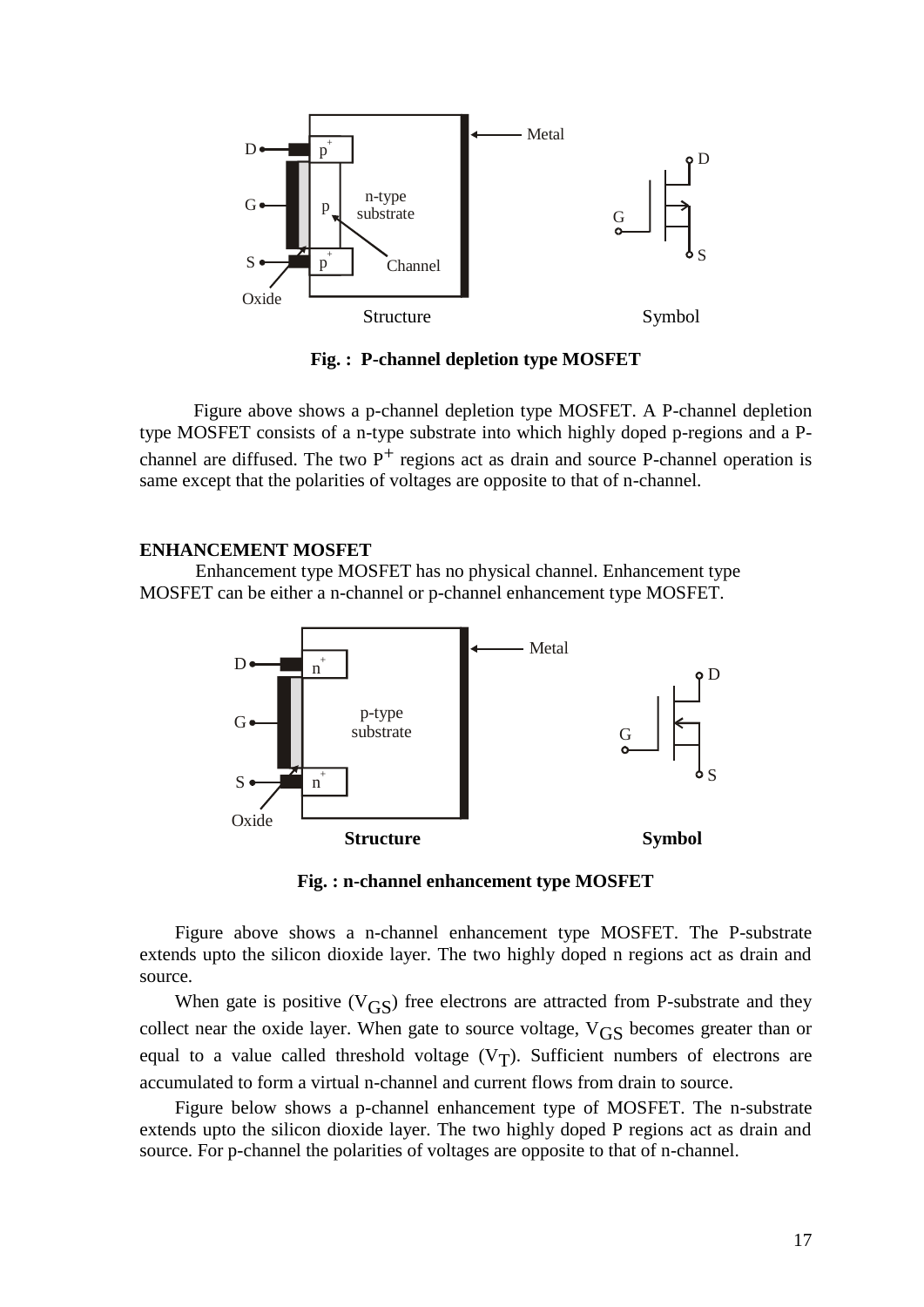**Fig. : P-channel depletion type MOSFET**

Figure above shows a p-channel depletion type MOSFET. A P-channel depletion type MOSFET consists of a n-type substrate into which highly doped p-regions and a P-channel are diffused. The two $P^+$ regions act as drain and source P-channel operation is same except that the polarities of voltages are opposite to that of n-channel.

## ENHANCEMENT MOSFET

Enhancement type MOSFET has no physical channel. Enhancement type MOSFET can be either a n-channel or p-channel enhancement type MOSFET.

**Fig. : n-channel enhancement type MOSFET**

Figure above shows a n-channel enhancement type MOSFET. The P-substrate extends upto the silicon dioxide layer. The two highly doped n regions act as drain and source.

When gate is positive ($V_{GS}$) free electrons are attracted from P-substrate and they collect near the oxide layer. When gate to source voltage, $V_{GS}$ becomes greater than or equal to a value called threshold voltage ($V_T$). Sufficient numbers of electrons are accumulated to form a virtual n-channel and current flows from drain to source.

Figure below shows a p-channel enhancement type of MOSFET. The n-substrate extends upto the silicon dioxide layer. The two highly doped P regions act as drain and source. For p-channel the polarities of voltages are opposite to that of n-channel.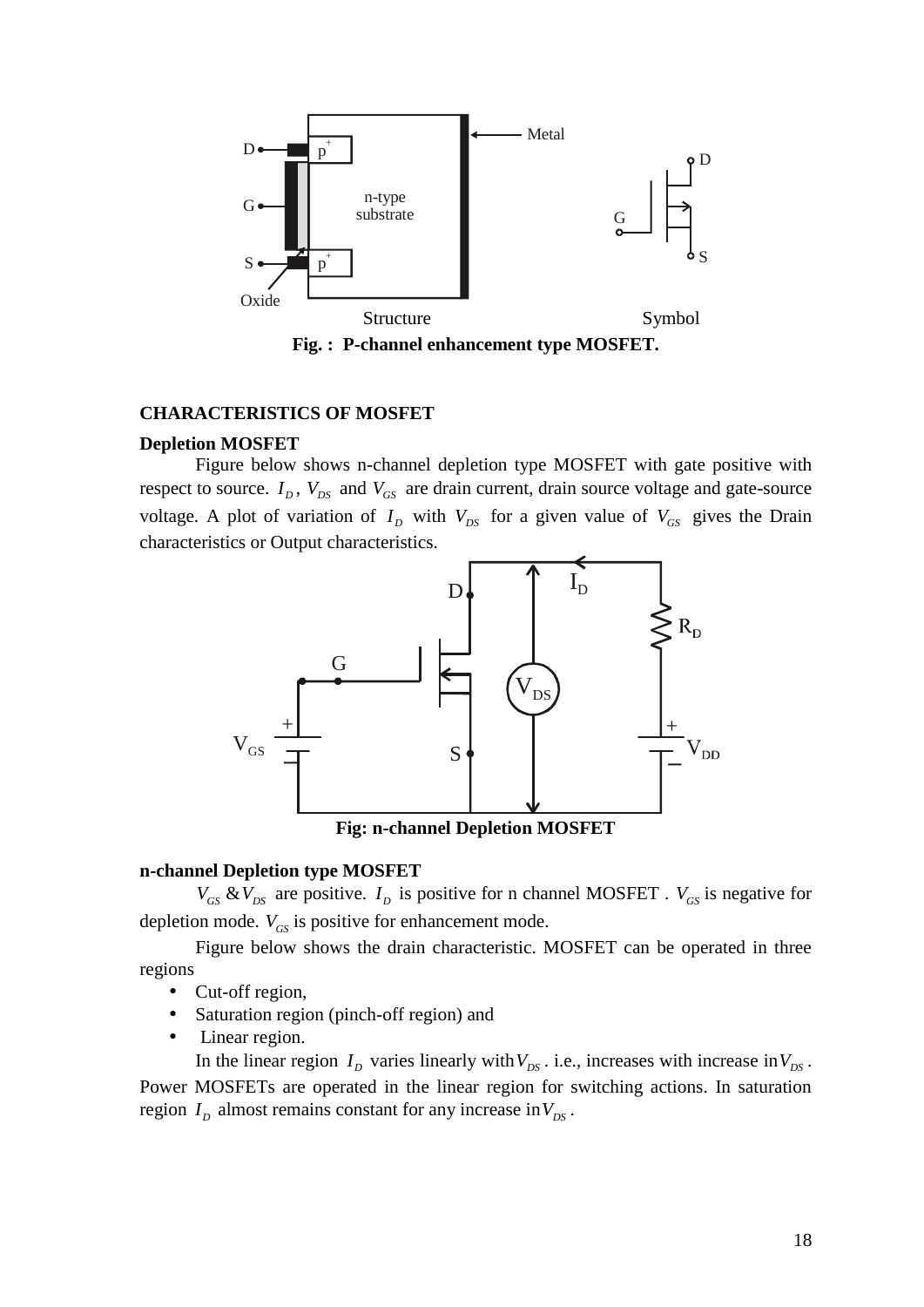**Fig. : P-channel enhancement type MOSFET.**

## CHARACTERISTICS OF MOSFET

### Depletion MOSFET

Figure below shows n-channel depletion type MOSFET with gate positive with respect to source. $I_D$, $V_{DS}$ and $V_{GS}$ are drain current, drain source voltage and gate-source voltage. A plot of variation of $I_D$ with $V_{DS}$ for a given value of $V_{GS}$ gives the Drain characteristics or Output characteristics.

**Fig: n-channel Depletion MOSFET**

### n-channel Depletion type MOSFET

$V_{GS}$ & $V_{DS}$ are positive. $I_D$ is positive for n channel MOSFET . $V_{GS}$ is negative for depletion mode. $V_{GS}$ is positive for enhancement mode.

Figure below shows the drain characteristic. MOSFET can be operated in three regions

- Cut-off region,
- Saturation region (pinch-off region) and
- Linear region.

In the linear region $I_D$ varies linearly with $V_{DS}$ . i.e., increases with increase in $V_{DS}$ . Power MOSFETs are operated in the linear region for switching actions. In saturation region $I_D$ almost remains constant for any increase in $V_{DS}$ .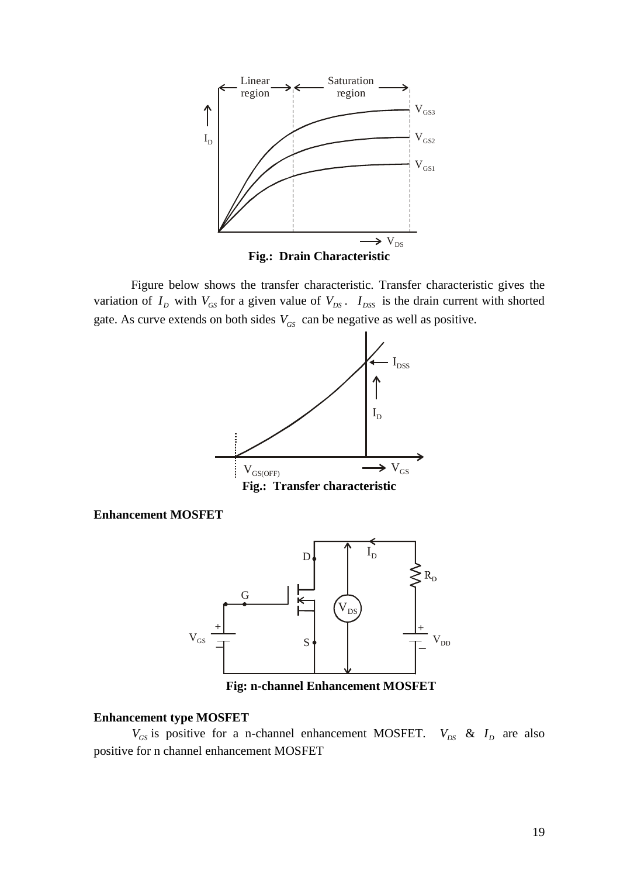**Fig.: Drain Characteristic**

Figure below shows the transfer characteristic. Transfer characteristic gives the variation of $I_D$ with $V_{GS}$ for a given value of $V_{DS}$. $I_{DSS}$ is the drain current with shorted gate. As curve extends on both sides $V_{GS}$ can be negative as well as positive.

**Fig.: Transfer characteristic**

**Enhancement MOSFET**

**Fig: n-channel Enhancement MOSFET**

**Enhancement type MOSFET**

$V_{GS}$ is positive for a n-channel enhancement MOSFET. $V_{DS}$ & $I_D$ are also positive for n channel enhancement MOSFET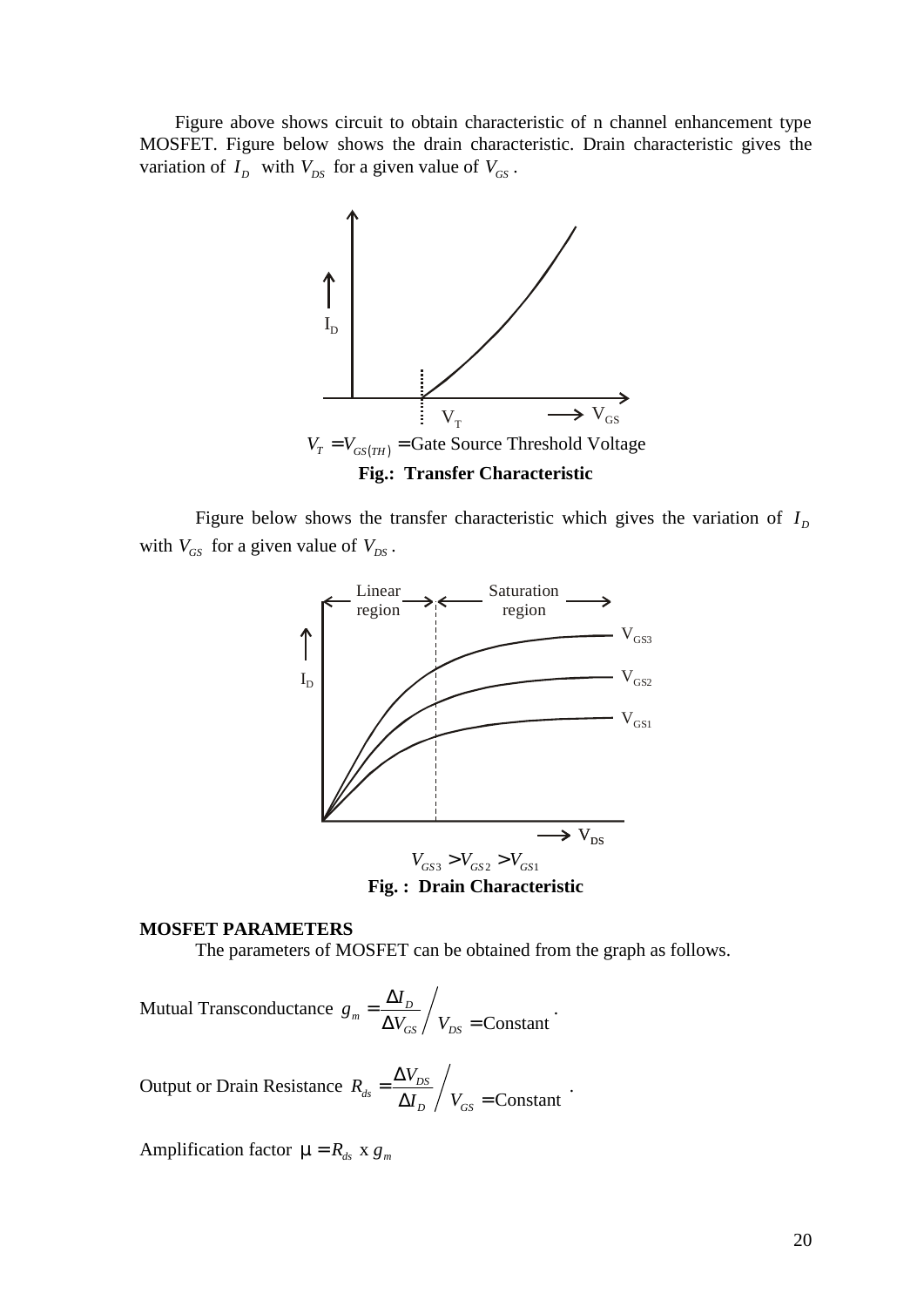Figure above shows circuit to obtain characteristic of n channel enhancement type MOSFET. Figure below shows the drain characteristic. Drain characteristic gives the variation of $I_D$ with $V_{DS}$ for a given value of $V_{GS}$.

$V_T = V_{GS(TH)}$ = Gate Source Threshold Voltage

**Fig.: Transfer Characteristic**

Figure below shows the transfer characteristic which gives the variation of $I_D$ with $V_{GS}$ for a given value of $V_{DS}$.

$V_{GS3} > V_{GS2} > V_{GS1}$

**Fig. : Drain Characteristic**

**MOSFET PARAMETERS**

The parameters of MOSFET can be obtained from the graph as follows.

Mutual Transconductance $g_m = \frac{\Delta I_D}{\Delta V_{GS}} \bigg/ V_{DS} = \text{Constant}$.

Output or Drain Resistance $R_{ds} = \frac{\Delta V_{DS}}{\Delta I_D} \bigg/ V_{GS} = \text{Constant}$.

Amplification factor $\mu = R_{ds} \text{ x } g_m$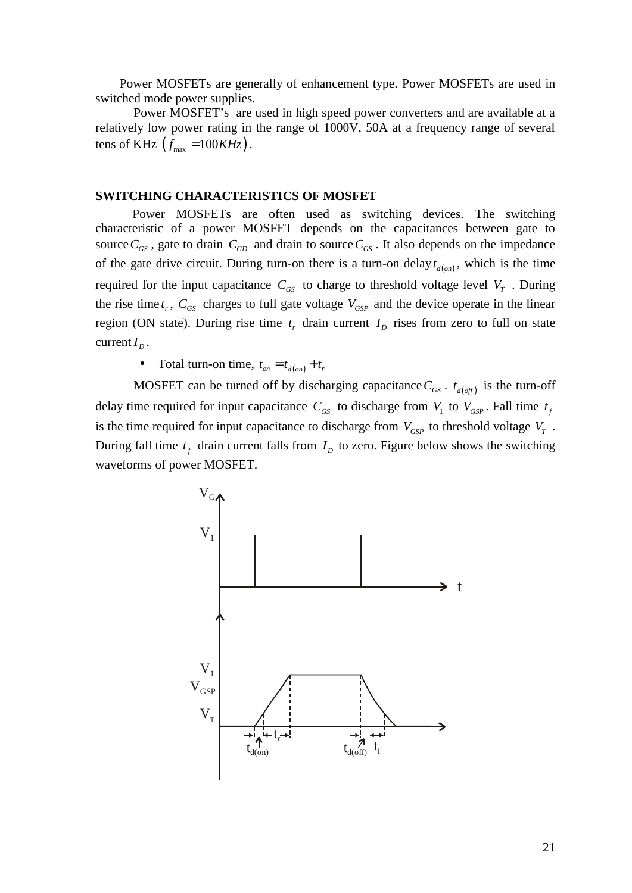Power MOSFETs are generally of enhancement type. Power MOSFETs are used in switched mode power supplies.

Power MOSFET's are used in high speed power converters and are available at a relatively low power rating in the range of 1000V, 50A at a frequency range of several tens of KHz $\left(f_{max} = 100KHz\right)$.

## SWITCHING CHARACTERISTICS OF MOSFET

Power MOSFETs are often used as switching devices. The switching characteristic of a power MOSFET depends on the capacitances between gate to source $C_{GS}$, gate to drain $C_{GD}$ and drain to source $C_{GS}$. It also depends on the impedance of the gate drive circuit. During turn-on there is a turn-on delay $t_{d(on)}$, which is the time required for the input capacitance $C_{GS}$ to charge to threshold voltage level $V_T$. During the rise time $t_r$, $C_{GS}$ charges to full gate voltage $V_{GSP}$ and the device operate in the linear region (ON state). During rise time $t_r$ drain current $I_D$ rises from zero to full on state current $I_D$.

- Total turn-on time, $t_{on} = t_{d(on)} + t_r$

MOSFET can be turned off by discharging capacitance $C_{GS}$. $t_{d(off)}$ is the turn-off delay time required for input capacitance $C_{GS}$ to discharge from $V_1$ to $V_{GSP}$. Fall time $t_f$ is the time required for input capacitance to discharge from $V_{GSP}$ to threshold voltage $V_T$. During fall time $t_f$ drain current falls from $I_D$ to zero. Figure below shows the switching waveforms of power MOSFET.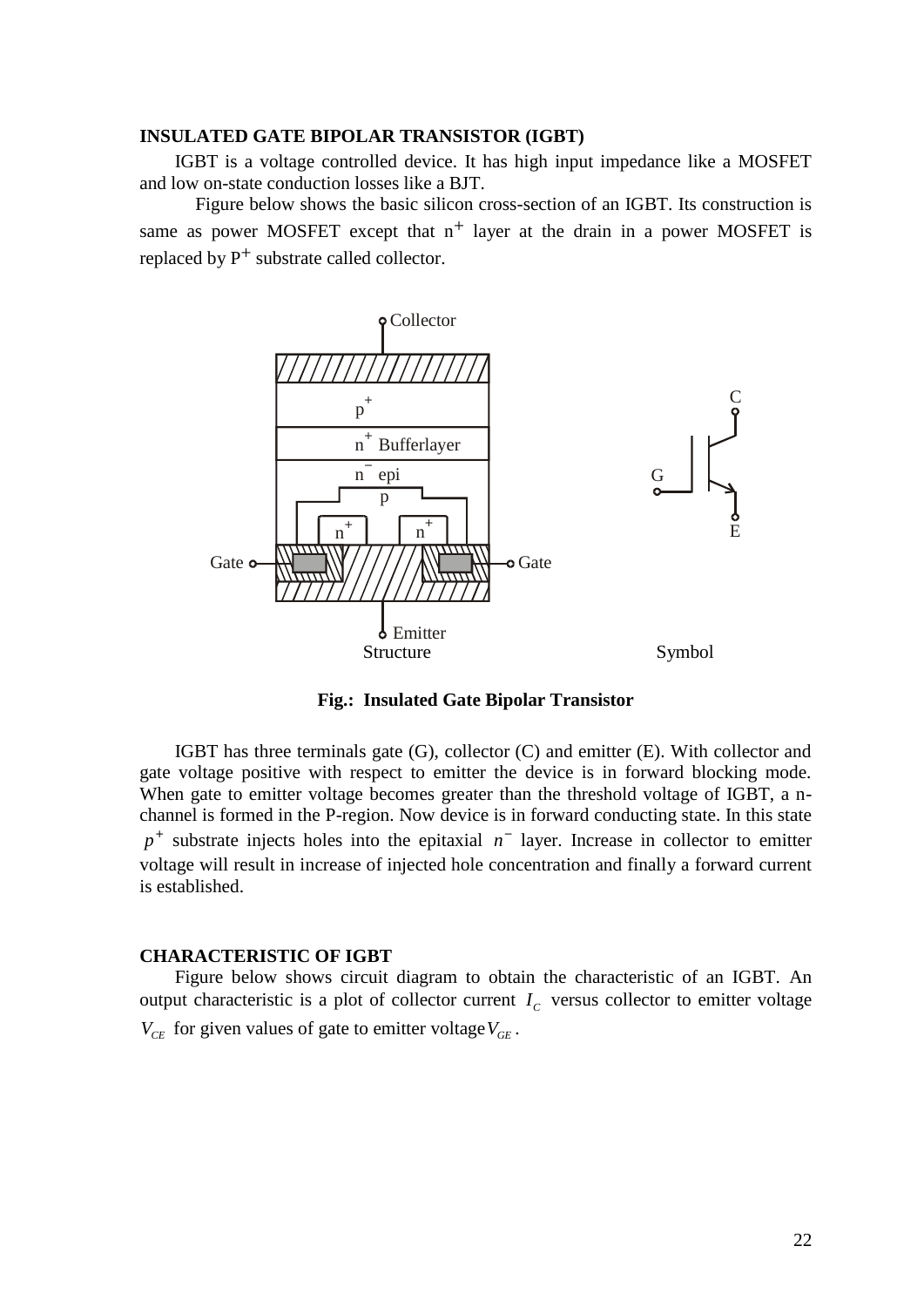## INSULATED GATE BIPOLAR TRANSISTOR (IGBT)

IGBT is a voltage controlled device. It has high input impedance like a MOSFET and low on-state conduction losses like a BJT.

Figure below shows the basic silicon cross-section of an IGBT. Its construction is same as power MOSFET except that $n^+$ layer at the drain in a power MOSFET is replaced by $P^+$ substrate called collector.

Collector

$p^+$

$n^+$ Bufferlayer

$n^-$ epi

p

$n^+$ $n^+$

Gate Gate

Emitter

Structure

C

G

E

Symbol

**Fig.: Insulated Gate Bipolar Transistor**

IGBT has three terminals gate (G), collector (C) and emitter (E). With collector and gate voltage positive with respect to emitter the device is in forward blocking mode. When gate to emitter voltage becomes greater than the threshold voltage of IGBT, a n-channel is formed in the P-region. Now device is in forward conducting state. In this state $p^+$ substrate injects holes into the epitaxial $n^-$ layer. Increase in collector to emitter voltage will result in increase of injected hole concentration and finally a forward current is established.

## CHARACTERISTIC OF IGBT

Figure below shows circuit diagram to obtain the characteristic of an IGBT. An output characteristic is a plot of collector current $I_C$ versus collector to emitter voltage $V_{CE}$ for given values of gate to emitter voltage $V_{GE}$.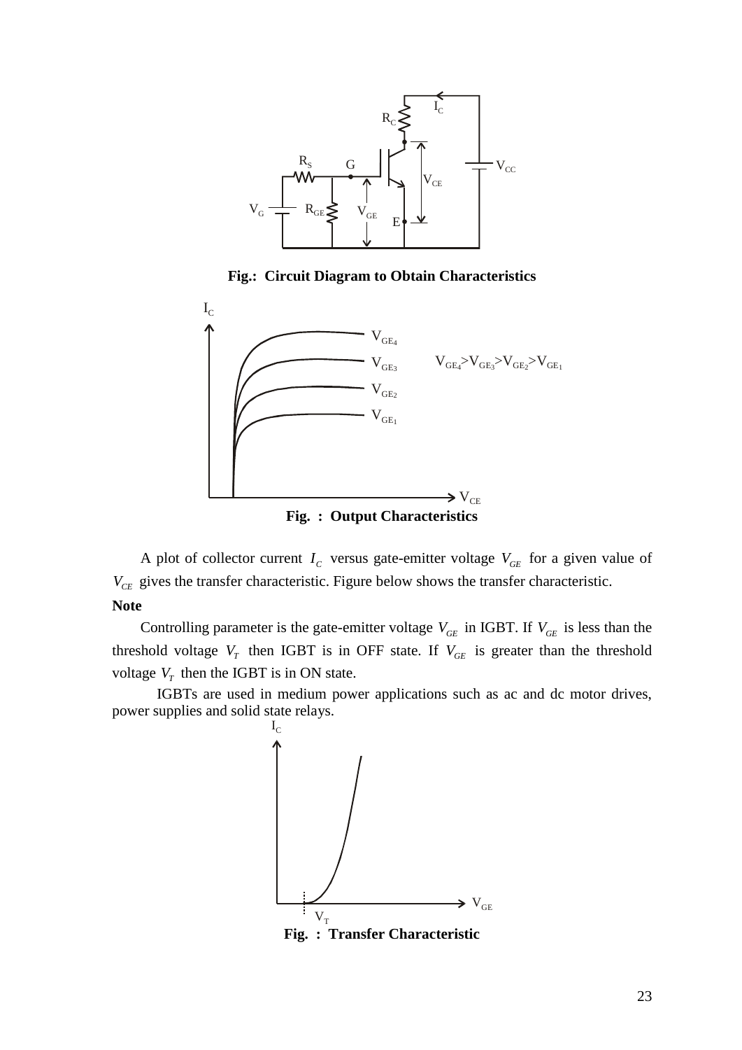**Fig.: Circuit Diagram to Obtain Characteristics**

**Fig. : Output Characteristics**

A plot of collector current $I_C$ versus gate-emitter voltage $V_{GE}$ for a given value of $V_{CE}$ gives the transfer characteristic. Figure below shows the transfer characteristic.

**Note**

Controlling parameter is the gate-emitter voltage $V_{GE}$ in IGBT. If $V_{GE}$ is less than the threshold voltage $V_T$ then IGBT is in OFF state. If $V_{GE}$ is greater than the threshold voltage $V_T$ then the IGBT is in ON state.

IGBTs are used in medium power applications such as ac and dc motor drives, power supplies and solid state relays.

**Fig. : Transfer Characteristic**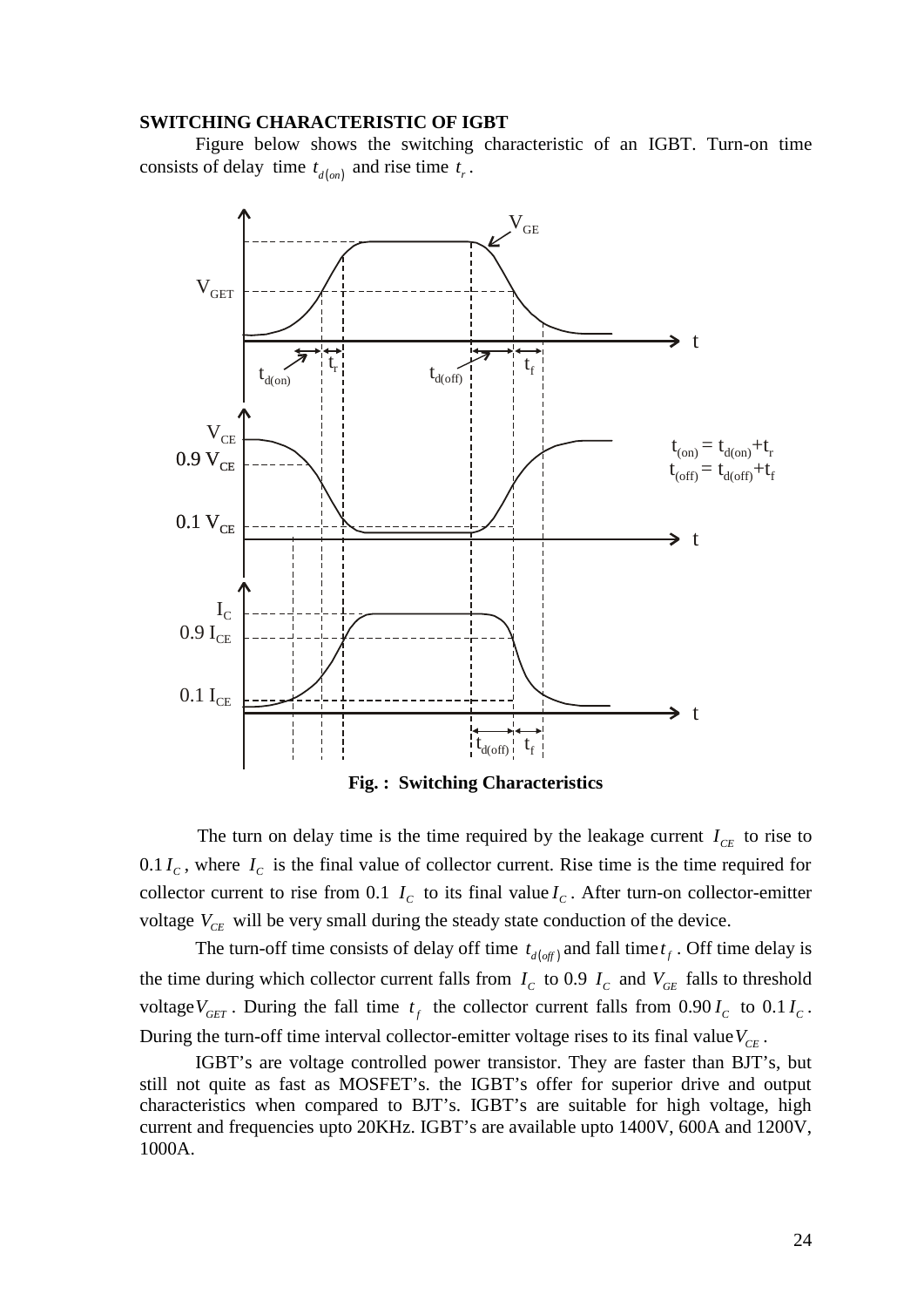## SWITCHING CHARACTERISTIC OF IGBT

Figure below shows the switching characteristic of an IGBT. Turn-on time consists of delay time $t_{d(on)}$ and rise time $t_r$.

$t_{(on)} = t_{d(on)} + t_r$

$t_{(off)} = t_{d(off)} + t_f$

**Fig. : Switching Characteristics**

The turn on delay time is the time required by the leakage current $I_{CE}$ to rise to $0.1\,I_C$, where $I_C$ is the final value of collector current. Rise time is the time required for collector current to rise from 0.1 $I_C$ to its final value $I_C$. After turn-on collector-emitter voltage $V_{CE}$ will be very small during the steady state conduction of the device.

The turn-off time consists of delay off time $t_{d(off)}$ and fall time $t_f$. Off time delay is the time during which collector current falls from $I_C$ to 0.9 $I_C$ and $V_{GE}$ falls to threshold voltage $V_{GET}$. During the fall time $t_f$ the collector current falls from $0.90\,I_C$ to $0.1\,I_C$. During the turn-off time interval collector-emitter voltage rises to its final value $V_{CE}$.

IGBT's are voltage controlled power transistor. They are faster than BJT's, but still not quite as fast as MOSFET's. the IGBT's offer for superior drive and output characteristics when compared to BJT's. IGBT's are suitable for high voltage, high current and frequencies upto 20KHz. IGBT's are available upto 1400V, 600A and 1200V, 1000A.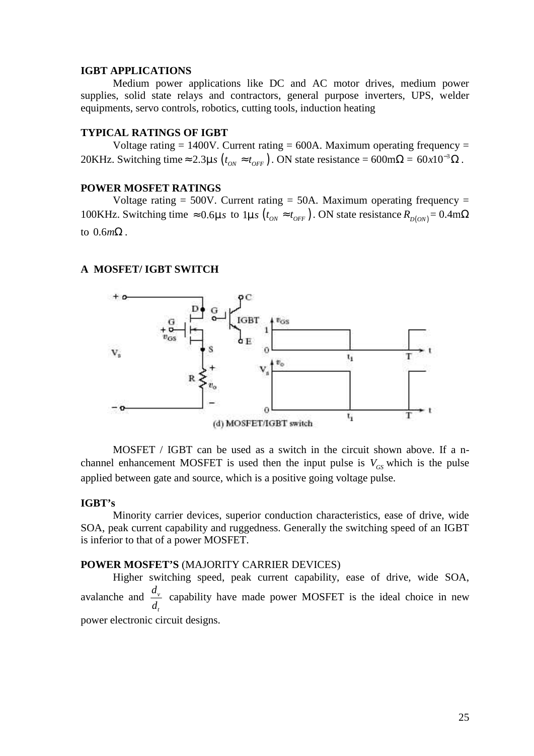**IGBT APPLICATIONS**

Medium power applications like DC and AC motor drives, medium power supplies, solid state relays and contractors, general purpose inverters, UPS, welder equipments, servo controls, robotics, cutting tools, induction heating

**TYPICAL RATINGS OF IGBT**

Voltage rating = 1400V. Current rating = 600A. Maximum operating frequency = 20KHz. Switching time $\approx 2.3\mu s\ \left(t_{ON} \approx t_{OFF}\right)$. ON state resistance = $600\text{m}\Omega = 60x10^{-3}\Omega$.

**POWER MOSFET RATINGS**

Voltage rating = 500V. Current rating = 50A. Maximum operating frequency = 100KHz. Switching time $\approx 0.6\mu s$ to $1\mu s\ \left(t_{ON} \approx t_{OFF}\right)$. ON state resistance $R_{D(ON)} = 0.4\text{m}\Omega$ to $0.6m\Omega$.

**A MOSFET/ IGBT SWITCH**

(d) MOSFET/IGBT switch

MOSFET / IGBT can be used as a switch in the circuit shown above. If a n-channel enhancement MOSFET is used then the input pulse is $V_{GS}$ which is the pulse applied between gate and source, which is a positive going voltage pulse.

**IGBT's**

Minority carrier devices, superior conduction characteristics, ease of drive, wide SOA, peak current capability and ruggedness. Generally the switching speed of an IGBT is inferior to that of a power MOSFET.

**POWER MOSFET'S** (MAJORITY CARRIER DEVICES)

Higher switching speed, peak current capability, ease of drive, wide SOA, avalanche and $\frac{d_v}{d_t}$ capability have made power MOSFET is the ideal choice in new power electronic circuit designs.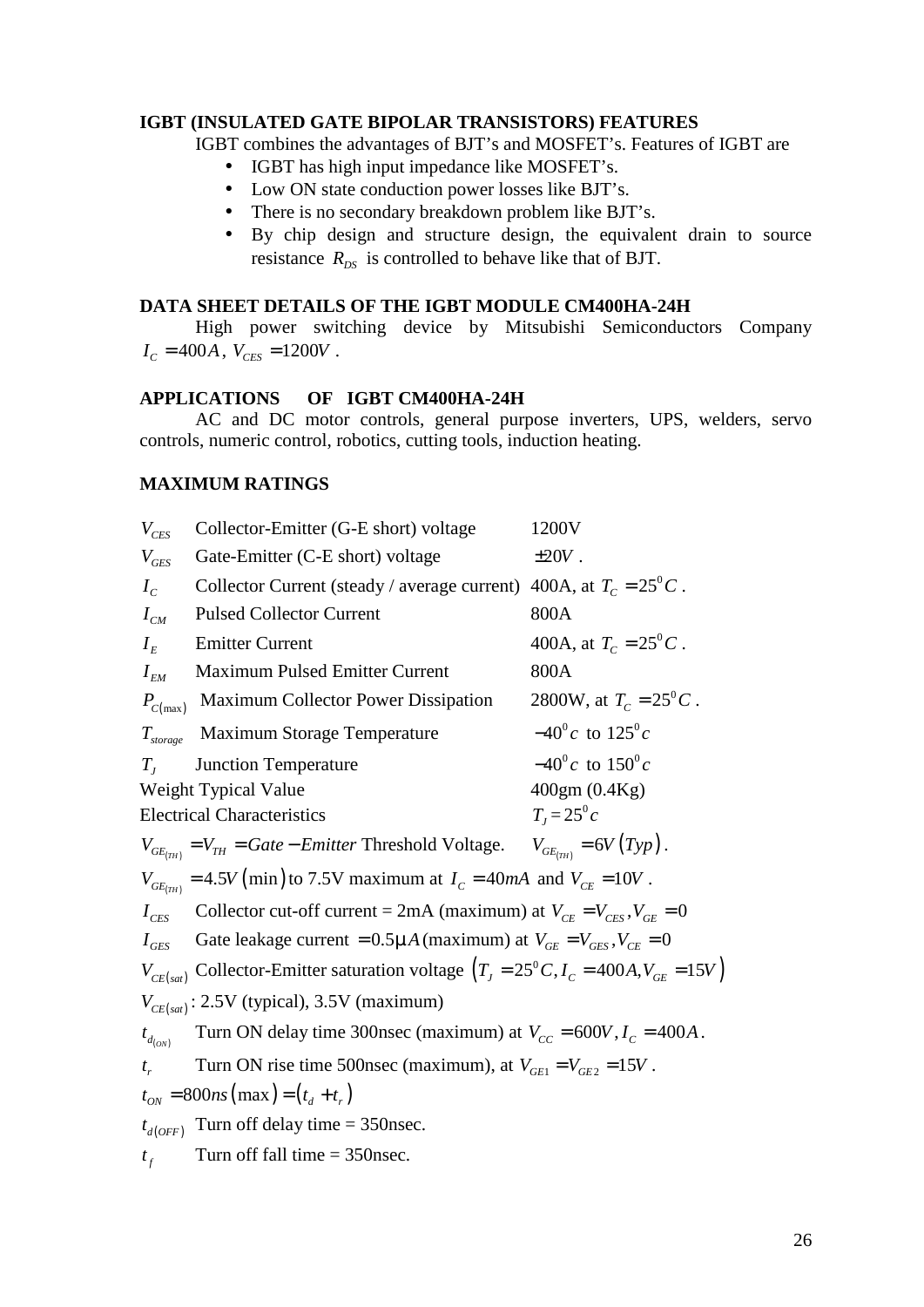**IGBT (INSULATED GATE BIPOLAR TRANSISTORS) FEATURES**

IGBT combines the advantages of BJT's and MOSFET's. Features of IGBT are

- IGBT has high input impedance like MOSFET's.
- Low ON state conduction power losses like BJT's.
- There is no secondary breakdown problem like BJT's.
- By chip design and structure design, the equivalent drain to source resistance $R_{DS}$ is controlled to behave like that of BJT.

**DATA SHEET DETAILS OF THE IGBT MODULE CM400HA-24H**

High power switching device by Mitsubishi Semiconductors Company $I_C = 400A$, $V_{CES} = 1200V$.

**APPLICATIONS OF IGBT CM400HA-24H**

AC and DC motor controls, general purpose inverters, UPS, welders, servo controls, numeric control, robotics, cutting tools, induction heating.

**MAXIMUM RATINGS**

| | | |
|---|---|---|
| $V_{CES}$ | Collector-Emitter (G-E short) voltage | 1200V |
| $V_{GES}$ | Gate-Emitter (C-E short) voltage | $\pm 20V$. |
| $I_C$ | Collector Current (steady / average current) | 400A, at $T_C = 25^0 C$. |
| $I_{CM}$ | Pulsed Collector Current | 800A |
| $I_E$ | Emitter Current | 400A, at $T_C = 25^0 C$. |
| $I_{EM}$ | Maximum Pulsed Emitter Current | 800A |
| $P_{C(\max)}$ | Maximum Collector Power Dissipation | 2800W, at $T_C = 25^0 C$. |
| $T_{storage}$ | Maximum Storage Temperature | $-40^0 c$ to $125^0 c$ |
| $T_J$ | Junction Temperature | $-40^0 c$ to $150^0 c$ |

Weight Typical Value 400gm (0.4Kg)

Electrical Characteristics $T_J = 25^0 c$

$V_{GE_{(TH)}} = V_{TH} = Gate - Emitter$ Threshold Voltage. $V_{GE_{(TH)}} = 6V\,(Typ)$.

$V_{GE_{(TH)}} = 4.5V\,(\min)$ to 7.5V maximum at $I_C = 40mA$ and $V_{CE} = 10V$.

$I_{CES}$ Collector cut-off current = 2mA (maximum) at $V_{CE} = V_{CES}, V_{GE} = 0$

$I_{GES}$ Gate leakage current $= 0.5\mu A$ (maximum) at $V_{GE} = V_{GES}, V_{CE} = 0$

$V_{CE(sat)}$ Collector-Emitter saturation voltage $\left(T_J = 25^0 C, I_C = 400A, V_{GE} = 15V\right)$

$V_{CE(sat)}$: 2.5V (typical), 3.5V (maximum)

$t_{d_{(ON)}}$ Turn ON delay time 300nsec (maximum) at $V_{CC} = 600V, I_C = 400A$.

$t_r$ Turn ON rise time 500nsec (maximum), at $V_{GE1} = V_{GE2} = 15V$.

$t_{ON} = 800ns\,(\max) = (t_d + t_r)$

$t_{d(OFF)}$ Turn off delay time = 350nsec.

$t_f$ Turn off fall time = 350nsec.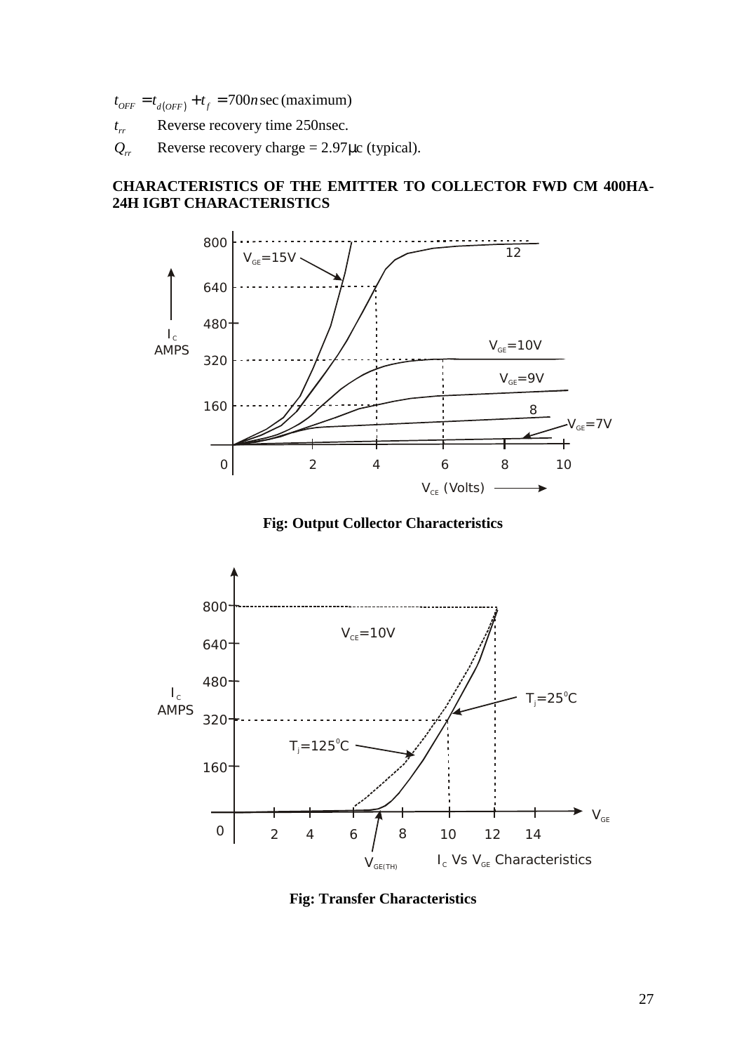$t_{OFF} = t_{d(OFF)} + t_f = 700 n\sec$ (maximum)

$t_{rr}$ Reverse recovery time 250nsec.

$Q_{rr}$ Reverse recovery charge = 2.97μc (typical).

**CHARACTERISTICS OF THE EMITTER TO COLLECTOR FWD CM 400HA-24H IGBT CHARACTERISTICS**

**Fig: Output Collector Characteristics**

**Fig: Transfer Characteristics**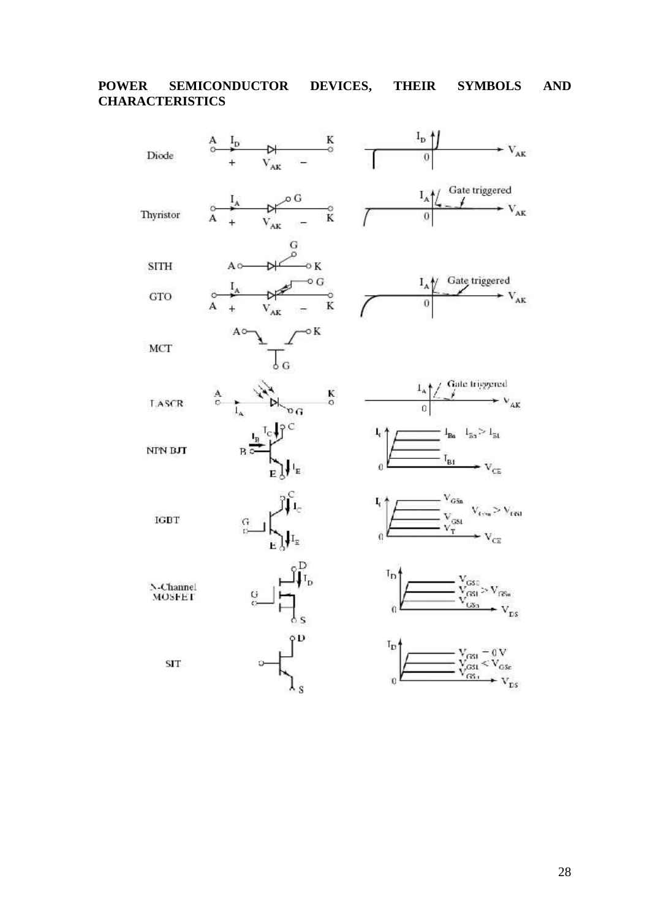**POWER SEMICONDUCTOR DEVICES, THEIR SYMBOLS AND CHARACTERISTICS**

| Device | Symbol labels | Characteristic labels |
|---|---|---|
| Diode | A, $I_D$, K, +, $V_{AK}$, − | $I_D$, $V_{AK}$, 0 |
| Thyristor | $I_A$, G, A, +, $V_{AK}$, −, K | $I_A$, Gate triggered, $V_{AK}$, 0 |
| SITH | G, A, K | |
| GTO | $I_A$, G, A, +, $V_{AK}$, −, K | $I_A$, Gate triggered, $V_{AK}$, 0 |
| MCT | A, K, G | |
| LASCR | A, K, $I_A$, G | $I_A$, Gate triggered, $V_{AK}$, 0 |
| NPN BJT | $I_B$, $I_C$, C, B, E, $I_E$ | $I_C$, $I_{Bn}$, $I_{Bn} > I_{B1}$, $I_{B1}$, $V_{CE}$, 0 |
| IGBT | C, $I_C$, G, E, $I_E$ | $I_C$, $V_{GSn}$, $V_{GSn} > V_{GS1}$, $V_{GS1}$, $V_T$, $V_{CE}$, 0 |
| N-Channel MOSFET | D, $I_D$, G, S | $I_D$, $V_{GS1}$, $V_{GS1} > V_{GSn}$, $V_{GSn}$, $V_{DS}$, 0 |
| SIT | D, S | $I_D$, $V_{GS1} = 0$ V, $V_{GS1} < V_{GSn}$, $V_{GSn}$, $V_{DS}$, 0 |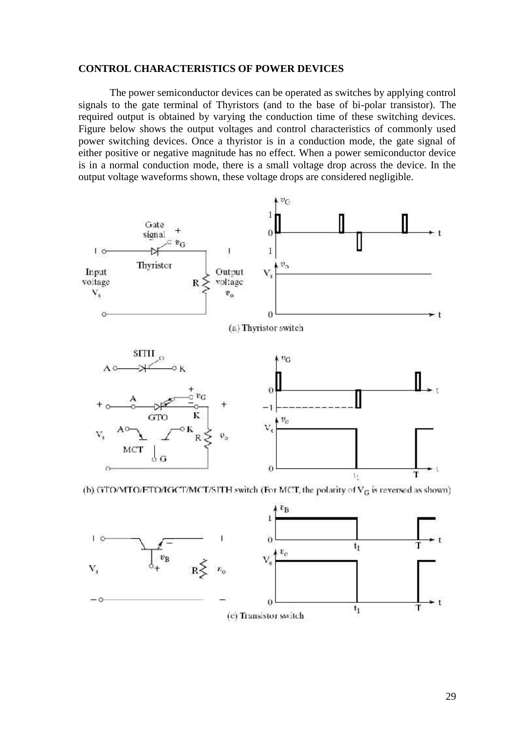**CONTROL CHARACTERISTICS OF POWER DEVICES**

The power semiconductor devices can be operated as switches by applying control signals to the gate terminal of Thyristors (and to the base of bi-polar transistor). The required output is obtained by varying the conduction time of these switching devices. Figure below shows the output voltages and control characteristics of commonly used power switching devices. Once a thyristor is in a conduction mode, the gate signal of either positive or negative magnitude has no effect. When a power semiconductor device is in a normal conduction mode, there is a small voltage drop across the device. In the output voltage waveforms shown, these voltage drops are considered negligible.

(a) Thyristor switch

(b) GTO/MTO/ETO/IGCT/MCT/SITH switch (For MCT, the polarity of $V_G$ is reversed as shown)

(c) Transistor switch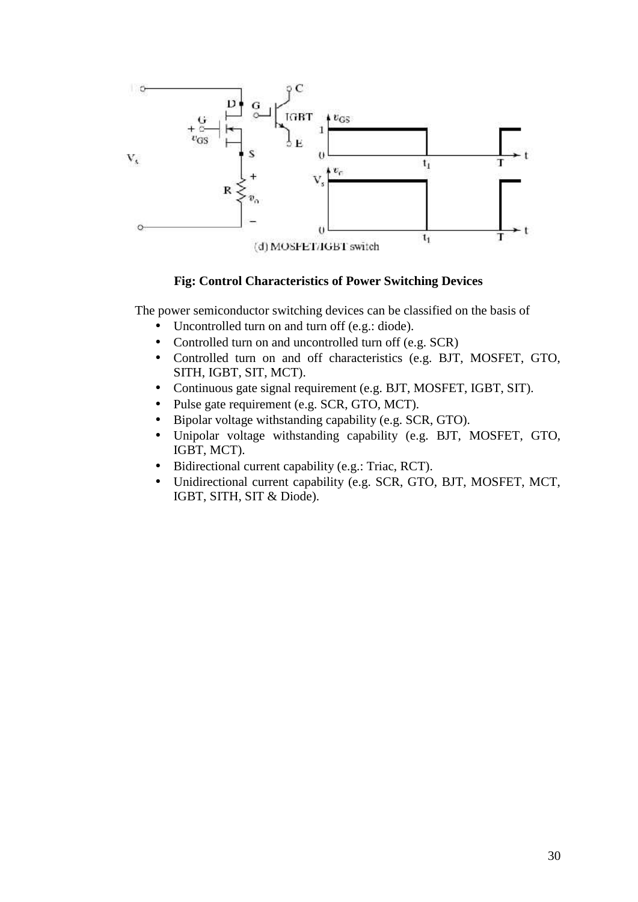**Fig: Control Characteristics of Power Switching Devices**

The power semiconductor switching devices can be classified on the basis of

- Uncontrolled turn on and turn off (e.g.: diode).
- Controlled turn on and uncontrolled turn off (e.g. SCR)
- Controlled turn on and off characteristics (e.g. BJT, MOSFET, GTO, SITH, IGBT, SIT, MCT).
- Continuous gate signal requirement (e.g. BJT, MOSFET, IGBT, SIT).
- Pulse gate requirement (e.g. SCR, GTO, MCT).
- Bipolar voltage withstanding capability (e.g. SCR, GTO).
- Unipolar voltage withstanding capability (e.g. BJT, MOSFET, GTO, IGBT, MCT).
- Bidirectional current capability (e.g.: Triac, RCT).
- Unidirectional current capability (e.g. SCR, GTO, BJT, MOSFET, MCT, IGBT, SITH, SIT & Diode).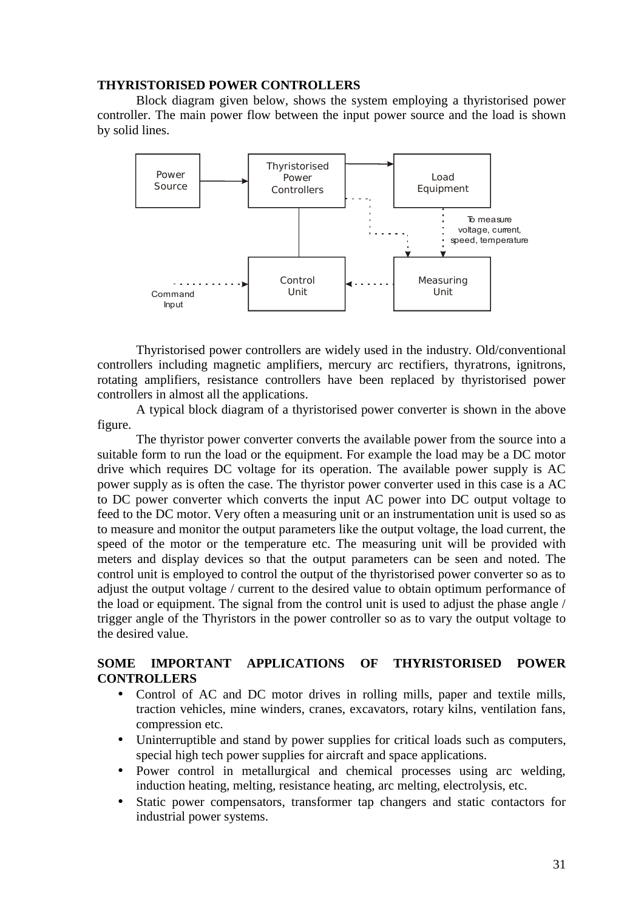### THYRISTORISED POWER CONTROLLERS

Block diagram given below, shows the system employing a thyristorised power controller. The main power flow between the input power source and the load is shown by solid lines.

Power Source → Thyristorised Power Controllers → Load Equipment

Command Input → Control Unit ← Measuring Unit

To measure voltage, current, speed, temperature

Thyristorised power controllers are widely used in the industry. Old/conventional controllers including magnetic amplifiers, mercury arc rectifiers, thyratrons, ignitrons, rotating amplifiers, resistance controllers have been replaced by thyristorised power controllers in almost all the applications.

A typical block diagram of a thyristorised power converter is shown in the above figure.

The thyristor power converter converts the available power from the source into a suitable form to run the load or the equipment. For example the load may be a DC motor drive which requires DC voltage for its operation. The available power supply is AC power supply as is often the case. The thyristor power converter used in this case is a AC to DC power converter which converts the input AC power into DC output voltage to feed to the DC motor. Very often a measuring unit or an instrumentation unit is used so as to measure and monitor the output parameters like the output voltage, the load current, the speed of the motor or the temperature etc. The measuring unit will be provided with meters and display devices so that the output parameters can be seen and noted. The control unit is employed to control the output of the thyristorised power converter so as to adjust the output voltage / current to the desired value to obtain optimum performance of the load or equipment. The signal from the control unit is used to adjust the phase angle / trigger angle of the Thyristors in the power controller so as to vary the output voltage to the desired value.

### SOME IMPORTANT APPLICATIONS OF THYRISTORISED POWER CONTROLLERS

- Control of AC and DC motor drives in rolling mills, paper and textile mills, traction vehicles, mine winders, cranes, excavators, rotary kilns, ventilation fans, compression etc.
- Uninterruptible and stand by power supplies for critical loads such as computers, special high tech power supplies for aircraft and space applications.
- Power control in metallurgical and chemical processes using arc welding, induction heating, melting, resistance heating, arc melting, electrolysis, etc.
- Static power compensators, transformer tap changers and static contactors for industrial power systems.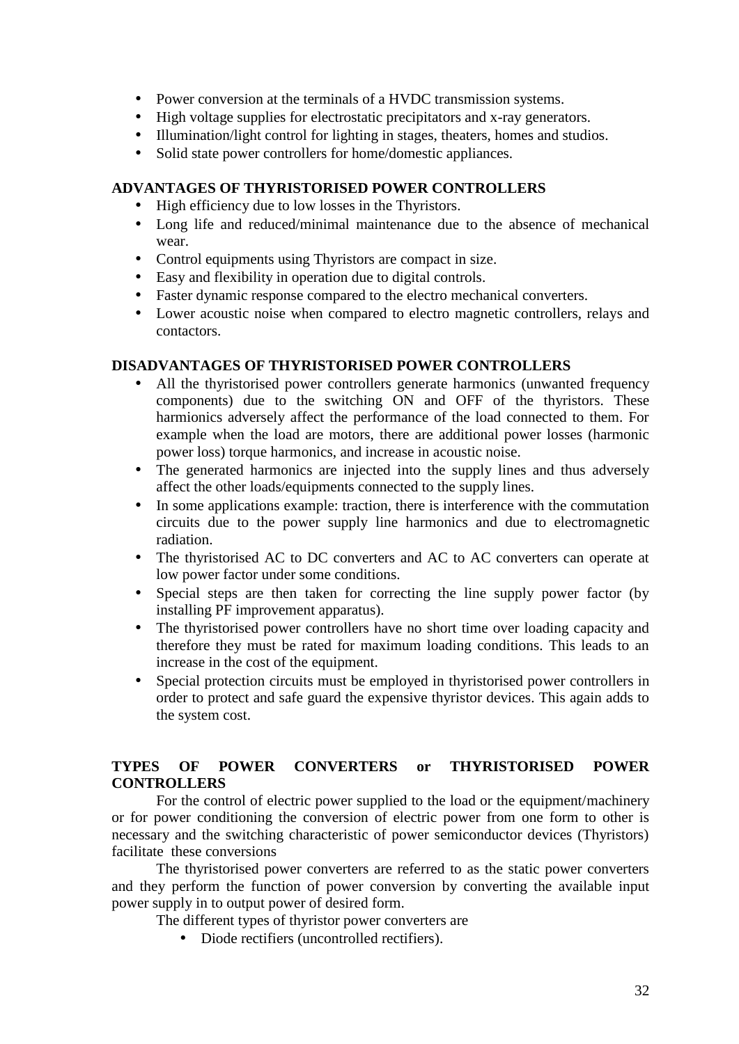- Power conversion at the terminals of a HVDC transmission systems.
- High voltage supplies for electrostatic precipitators and x-ray generators.
- Illumination/light control for lighting in stages, theaters, homes and studios.
- Solid state power controllers for home/domestic appliances.

## ADVANTAGES OF THYRISTORISED POWER CONTROLLERS

- High efficiency due to low losses in the Thyristors.
- Long life and reduced/minimal maintenance due to the absence of mechanical wear.
- Control equipments using Thyristors are compact in size.
- Easy and flexibility in operation due to digital controls.
- Faster dynamic response compared to the electro mechanical converters.
- Lower acoustic noise when compared to electro magnetic controllers, relays and contactors.

## DISADVANTAGES OF THYRISTORISED POWER CONTROLLERS

- All the thyristorised power controllers generate harmonics (unwanted frequency components) due to the switching ON and OFF of the thyristors. These harmionics adversely affect the performance of the load connected to them. For example when the load are motors, there are additional power losses (harmonic power loss) torque harmonics, and increase in acoustic noise.
- The generated harmonics are injected into the supply lines and thus adversely affect the other loads/equipments connected to the supply lines.
- In some applications example: traction, there is interference with the commutation circuits due to the power supply line harmonics and due to electromagnetic radiation.
- The thyristorised AC to DC converters and AC to AC converters can operate at low power factor under some conditions.
- Special steps are then taken for correcting the line supply power factor (by installing PF improvement apparatus).
- The thyristorised power controllers have no short time over loading capacity and therefore they must be rated for maximum loading conditions. This leads to an increase in the cost of the equipment.
- Special protection circuits must be employed in thyristorised power controllers in order to protect and safe guard the expensive thyristor devices. This again adds to the system cost.

## TYPES OF POWER CONVERTERS or THYRISTORISED POWER CONTROLLERS

For the control of electric power supplied to the load or the equipment/machinery or for power conditioning the conversion of electric power from one form to other is necessary and the switching characteristic of power semiconductor devices (Thyristors) facilitate these conversions

The thyristorised power converters are referred to as the static power converters and they perform the function of power conversion by converting the available input power supply in to output power of desired form.

The different types of thyristor power converters are

- Diode rectifiers (uncontrolled rectifiers).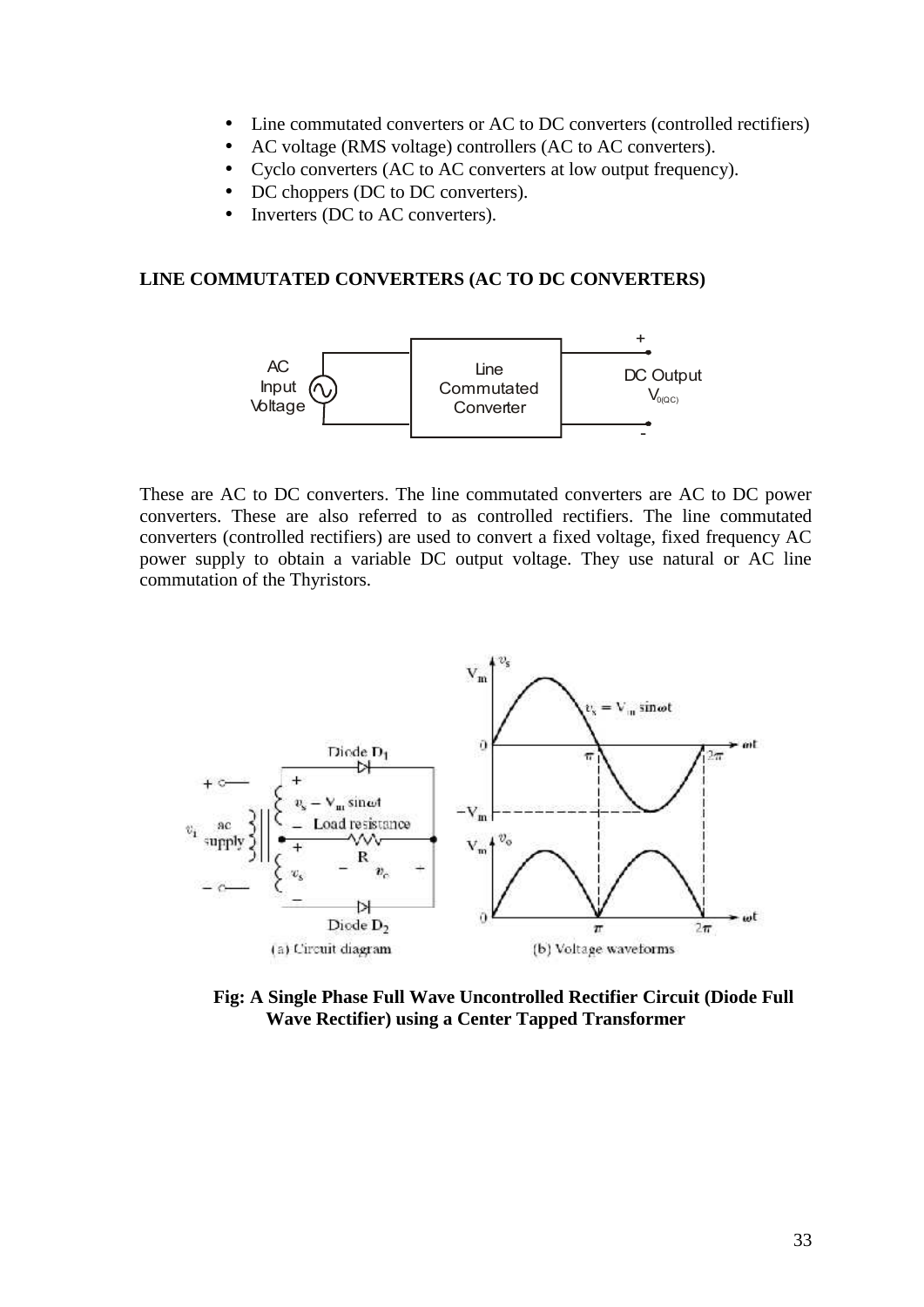- Line commutated converters or AC to DC converters (controlled rectifiers)
- AC voltage (RMS voltage) controllers (AC to AC converters).
- Cyclo converters (AC to AC converters at low output frequency).
- DC choppers (DC to DC converters).
- Inverters (DC to AC converters).

## LINE COMMUTATED CONVERTERS (AC TO DC CONVERTERS)

These are AC to DC converters. The line commutated converters are AC to DC power converters. These are also referred to as controlled rectifiers. The line commutated converters (controlled rectifiers) are used to convert a fixed voltage, fixed frequency AC power supply to obtain a variable DC output voltage. They use natural or AC line commutation of the Thyristors.

**Fig: A Single Phase Full Wave Uncontrolled Rectifier Circuit (Diode Full Wave Rectifier) using a Center Tapped Transformer**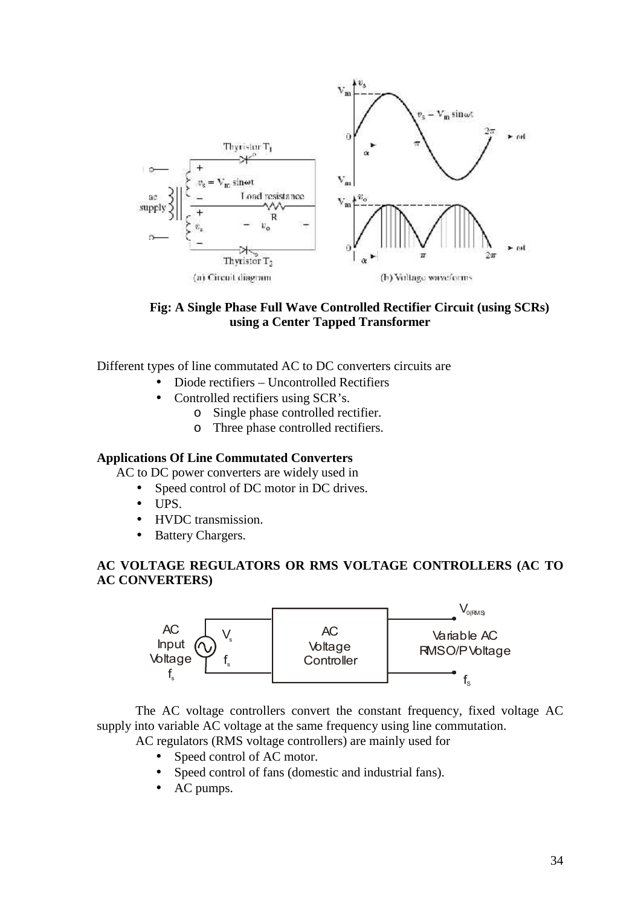**Fig: A Single Phase Full Wave Controlled Rectifier Circuit (using SCRs) using a Center Tapped Transformer**

Different types of line commutated AC to DC converters circuits are

- Diode rectifiers – Uncontrolled Rectifiers
- Controlled rectifiers using SCR's.
    - Single phase controlled rectifier.
    - Three phase controlled rectifiers.

**Applications Of Line Commutated Converters**

AC to DC power converters are widely used in

- Speed control of DC motor in DC drives.
- UPS.
- HVDC transmission.
- Battery Chargers.

**AC VOLTAGE REGULATORS OR RMS VOLTAGE CONTROLLERS (AC TO AC CONVERTERS)**

The AC voltage controllers convert the constant frequency, fixed voltage AC supply into variable AC voltage at the same frequency using line commutation.

AC regulators (RMS voltage controllers) are mainly used for

- Speed control of AC motor.
- Speed control of fans (domestic and industrial fans).
- AC pumps.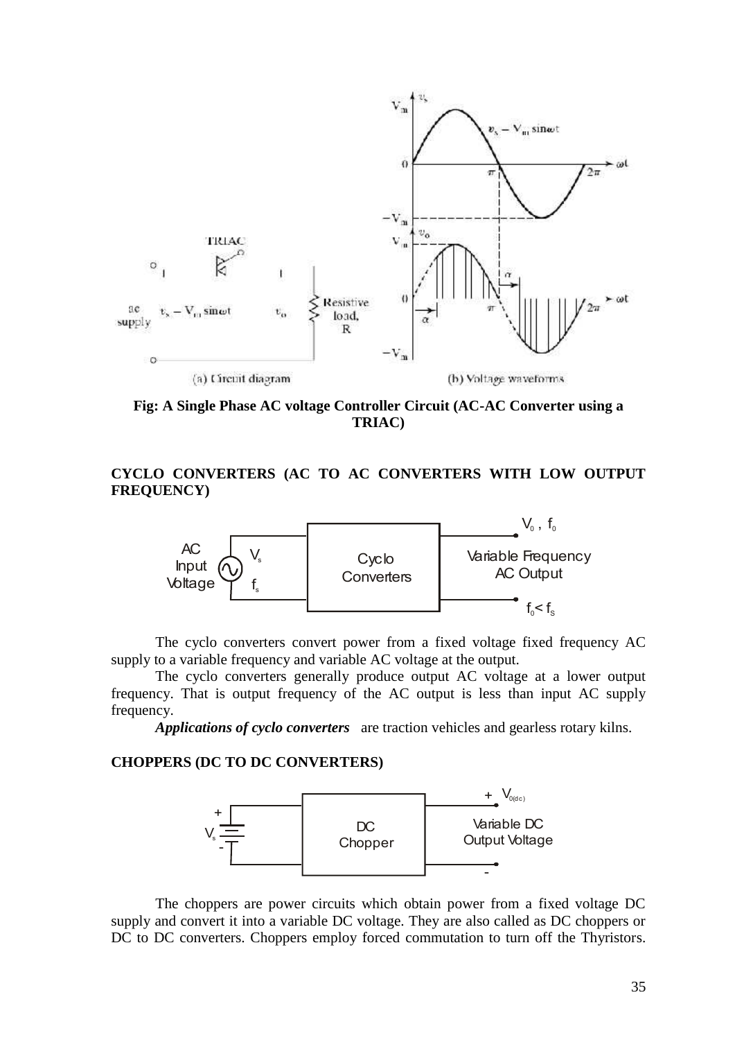Fig: A Single Phase AC voltage Controller Circuit (AC-AC Converter using a TRIAC)

## CYCLO CONVERTERS (AC TO AC CONVERTERS WITH LOW OUTPUT FREQUENCY)

The cyclo converters convert power from a fixed voltage fixed frequency AC supply to a variable frequency and variable AC voltage at the output.

The cyclo converters generally produce output AC voltage at a lower output frequency. That is output frequency of the AC output is less than input AC supply frequency.

***Applications of cyclo converters*** are traction vehicles and gearless rotary kilns.

## CHOPPERS (DC TO DC CONVERTERS)

The choppers are power circuits which obtain power from a fixed voltage DC supply and convert it into a variable DC voltage. They are also called as DC choppers or DC to DC converters. Choppers employ forced commutation to turn off the Thyristors.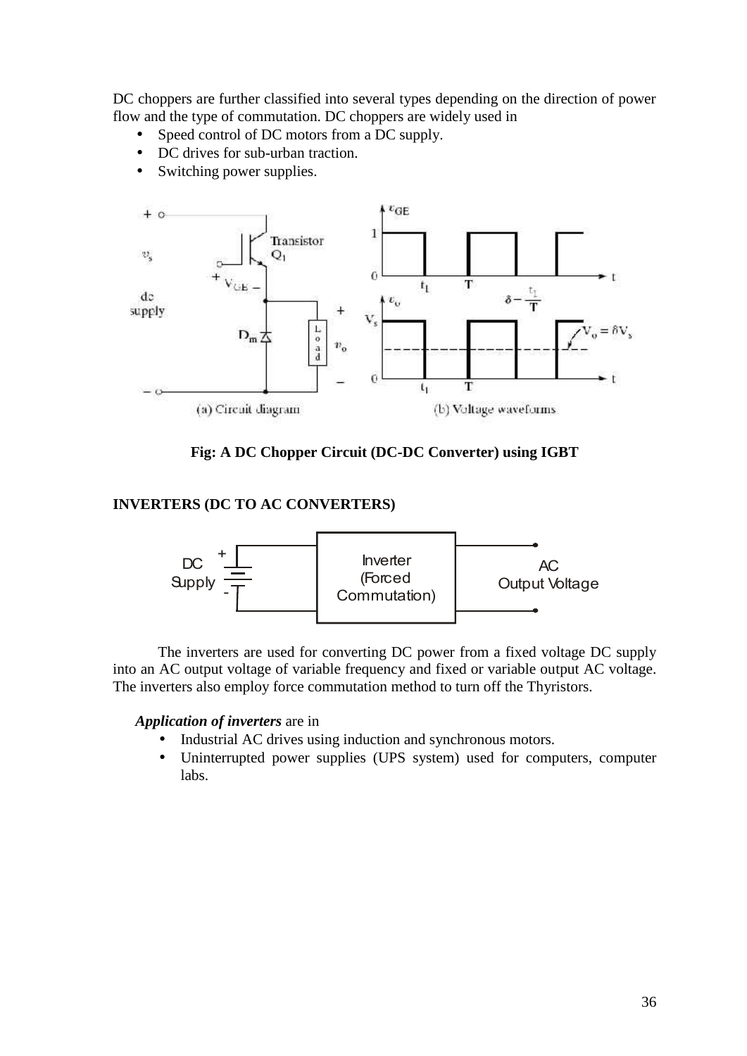DC choppers are further classified into several types depending on the direction of power flow and the type of commutation. DC choppers are widely used in

- Speed control of DC motors from a DC supply.
- DC drives for sub-urban traction.
- Switching power supplies.

Fig: A DC Chopper Circuit (DC-DC Converter) using IGBT

## INVERTERS (DC TO AC CONVERTERS)

The inverters are used for converting DC power from a fixed voltage DC supply into an AC output voltage of variable frequency and fixed or variable output AC voltage. The inverters also employ force commutation method to turn off the Thyristors.

***Application of inverters*** are in

- Industrial AC drives using induction and synchronous motors.
- Uninterrupted power supplies (UPS system) used for computers, computer labs.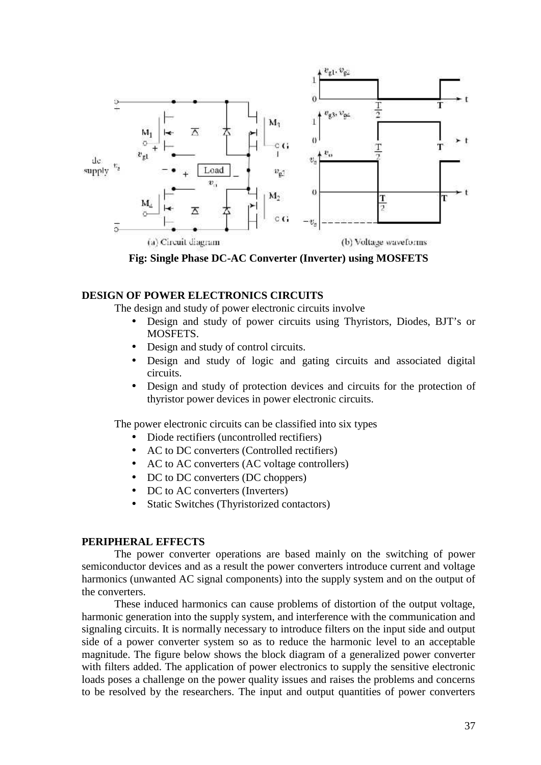(a) Circuit diagram

(b) Voltage waveforms

**Fig: Single Phase DC-AC Converter (Inverter) using MOSFETS**

### DESIGN OF POWER ELECTRONICS CIRCUITS

The design and study of power electronic circuits involve

- Design and study of power circuits using Thyristors, Diodes, BJT's or MOSFETS.
- Design and study of control circuits.
- Design and study of logic and gating circuits and associated digital circuits.
- Design and study of protection devices and circuits for the protection of thyristor power devices in power electronic circuits.

The power electronic circuits can be classified into six types

- Diode rectifiers (uncontrolled rectifiers)
- AC to DC converters (Controlled rectifiers)
- AC to AC converters (AC voltage controllers)
- DC to DC converters (DC choppers)
- DC to AC converters (Inverters)
- Static Switches (Thyristorized contactors)

### PERIPHERAL EFFECTS

The power converter operations are based mainly on the switching of power semiconductor devices and as a result the power converters introduce current and voltage harmonics (unwanted AC signal components) into the supply system and on the output of the converters.

These induced harmonics can cause problems of distortion of the output voltage, harmonic generation into the supply system, and interference with the communication and signaling circuits. It is normally necessary to introduce filters on the input side and output side of a power converter system so as to reduce the harmonic level to an acceptable magnitude. The figure below shows the block diagram of a generalized power converter with filters added. The application of power electronics to supply the sensitive electronic loads poses a challenge on the power quality issues and raises the problems and concerns to be resolved by the researchers. The input and output quantities of power converters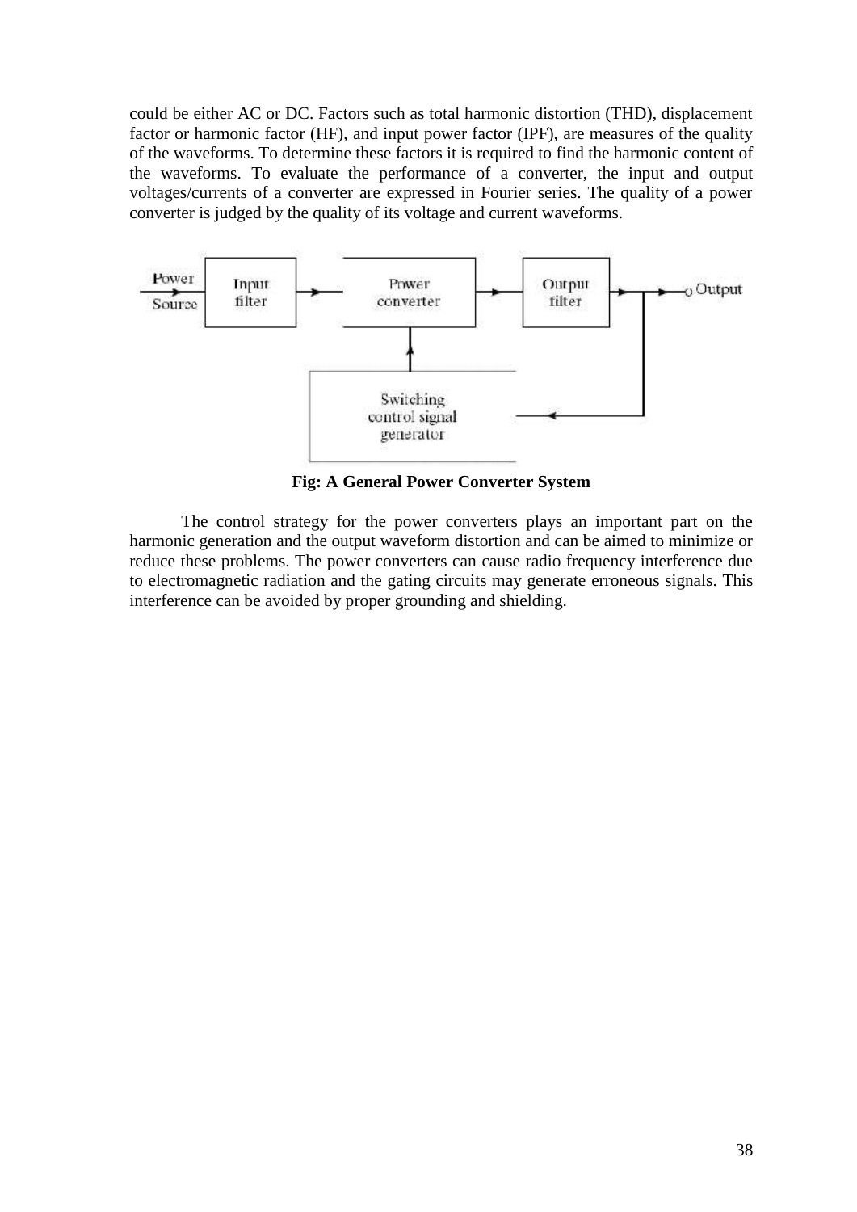could be either AC or DC. Factors such as total harmonic distortion (THD), displacement factor or harmonic factor (HF), and input power factor (IPF), are measures of the quality of the waveforms. To determine these factors it is required to find the harmonic content of the waveforms. To evaluate the performance of a converter, the input and output voltages/currents of a converter are expressed in Fourier series. The quality of a power converter is judged by the quality of its voltage and current waveforms.

Power Source

Input filter

Power converter

Output filter

Output

Switching control signal generator

**Fig: A General Power Converter System**

The control strategy for the power converters plays an important part on the harmonic generation and the output waveform distortion and can be aimed to minimize or reduce these problems. The power converters can cause radio frequency interference due to electromagnetic radiation and the gating circuits may generate erroneous signals. This interference can be avoided by proper grounding and shielding.